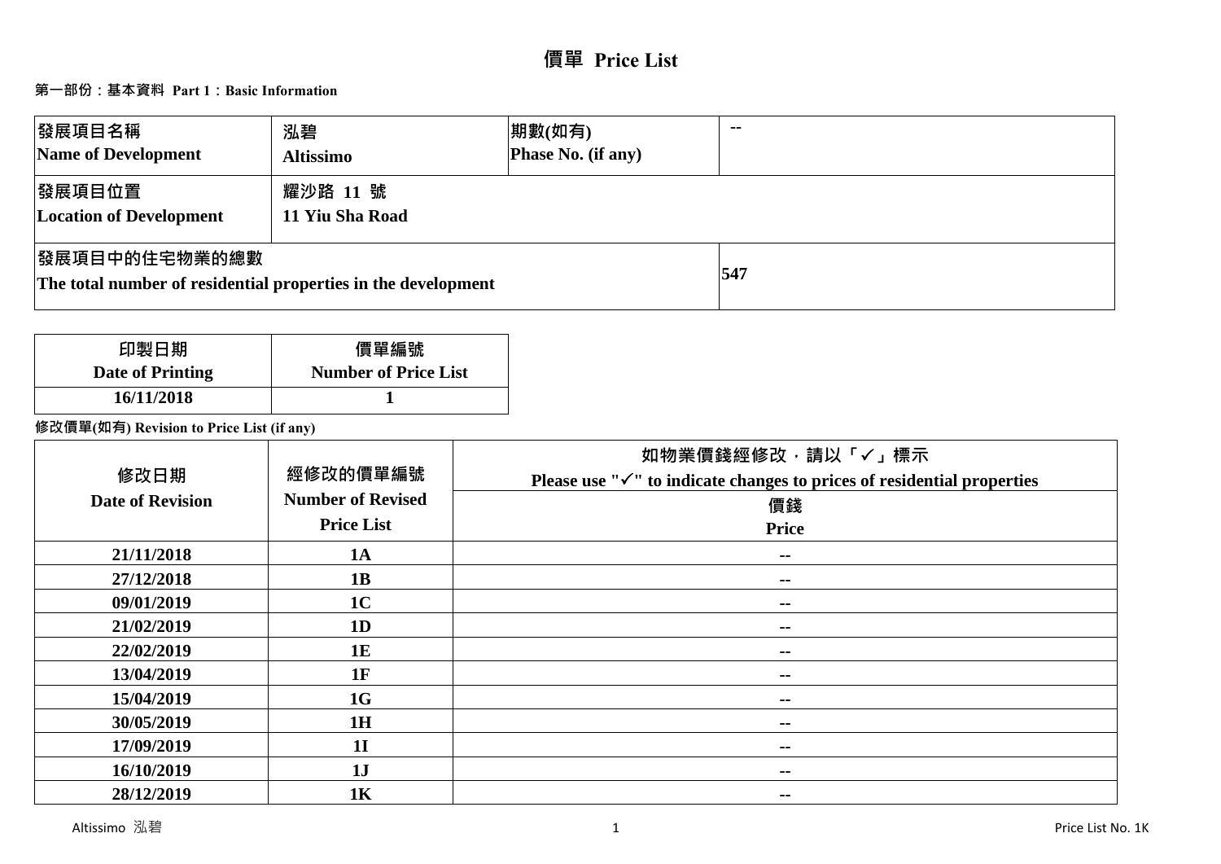# 價單 Price List

## 第一部份：基本資料 Part 1：Basic Information

| 發展項目名稱<br>Name of Development | 泓碧<br>Altissimo | 期數(如有)<br>Phase No. (if any) | -- |
|---|---|---|---|
| 發展項目位置<br>Location of Development | 耀沙路 11 號<br>11 Yiu Sha Road | | |
| 發展項目中的住宅物業的總數<br>The total number of residential properties in the development | | | 547 |

| 印製日期<br>Date of Printing | 價單編號<br>Number of Price List |
|---|---|
| 16/11/2018 | 1 |

**修改價單(如有) Revision to Price List (if any)**

| 修改日期<br>Date of Revision | 經修改的價單編號<br>Number of Revised Price List | 如物業價錢經修改，請以「✓」標示<br>Please use "✓" to indicate changes to prices of residential properties<br>價錢<br>Price |
|---|---|---|
| 21/11/2018 | 1A | -- |
| 27/12/2018 | 1B | -- |
| 09/01/2019 | 1C | -- |
| 21/02/2019 | 1D | -- |
| 22/02/2019 | 1E | -- |
| 13/04/2019 | 1F | -- |
| 15/04/2019 | 1G | -- |
| 30/05/2019 | 1H | -- |
| 17/09/2019 | 1I | -- |
| 16/10/2019 | 1J | -- |
| 28/12/2019 | 1K | -- |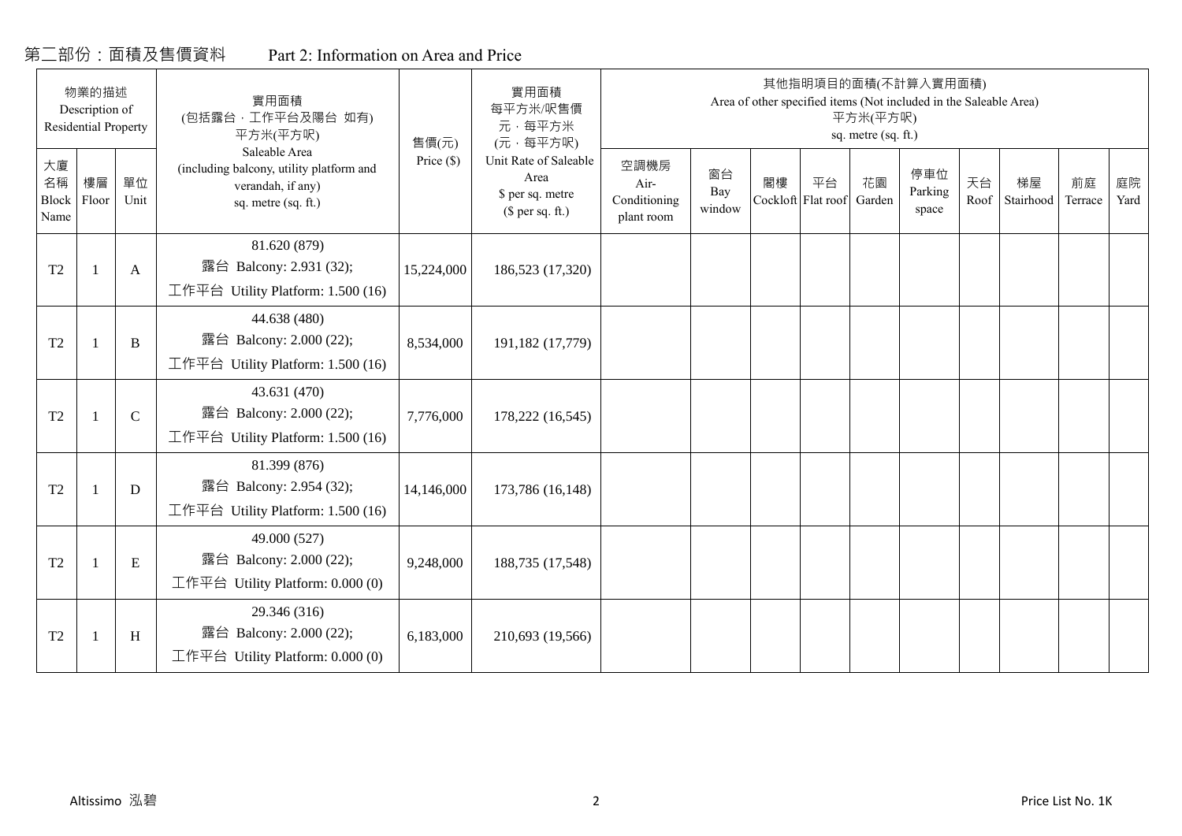# 第二部份：面積及售價資料 Part 2: Information on Area and Price

| 物業的描述 Description of Residential Property | | | 實用面積 (包括露台，工作平台及陽台 如有) 平方米(平方呎) Saleable Area (including balcony, utility platform and verandah, if any) sq. metre (sq. ft.) | 售價(元) Price ($) | 實用面積 每平方米/呎售價 元，每平方米 (元，每平方呎) Unit Rate of Saleable Area $ per sq. metre ($ per sq. ft.) | 其他指明項目的面積(不計算入實用面積) Area of other specified items (Not included in the Saleable Area) 平方米(平方呎) sq. metre (sq. ft.) | | | | | | | | | |
|---|---|---|---|---|---|---|---|---|---|---|---|---|---|---|---|
| 大廈名稱 Block Name | 樓層 Floor | 單位 Unit | | | | 空調機房 Air-Conditioning plant room | 窗台 Bay window | 閣樓 Cockloft | 平台 Flat roof | 花園 Garden | 停車位 Parking space | 天台 Roof | 梯屋 Stairhood | 前庭 Terrace | 庭院 Yard |
| T2 | 1 | A | 81.620 (879) 露台 Balcony: 2.931 (32); 工作平台 Utility Platform: 1.500 (16) | 15,224,000 | 186,523 (17,320) | | | | | | | | | | |
| T2 | 1 | B | 44.638 (480) 露台 Balcony: 2.000 (22); 工作平台 Utility Platform: 1.500 (16) | 8,534,000 | 191,182 (17,779) | | | | | | | | | | |
| T2 | 1 | C | 43.631 (470) 露台 Balcony: 2.000 (22); 工作平台 Utility Platform: 1.500 (16) | 7,776,000 | 178,222 (16,545) | | | | | | | | | | |
| T2 | 1 | D | 81.399 (876) 露台 Balcony: 2.954 (32); 工作平台 Utility Platform: 1.500 (16) | 14,146,000 | 173,786 (16,148) | | | | | | | | | | |
| T2 | 1 | E | 49.000 (527) 露台 Balcony: 2.000 (22); 工作平台 Utility Platform: 0.000 (0) | 9,248,000 | 188,735 (17,548) | | | | | | | | | | |
| T2 | 1 | H | 29.346 (316) 露台 Balcony: 2.000 (22); 工作平台 Utility Platform: 0.000 (0) | 6,183,000 | 210,693 (19,566) | | | | | | | | | | |

Altissimo 泓碧 Price List No. 1K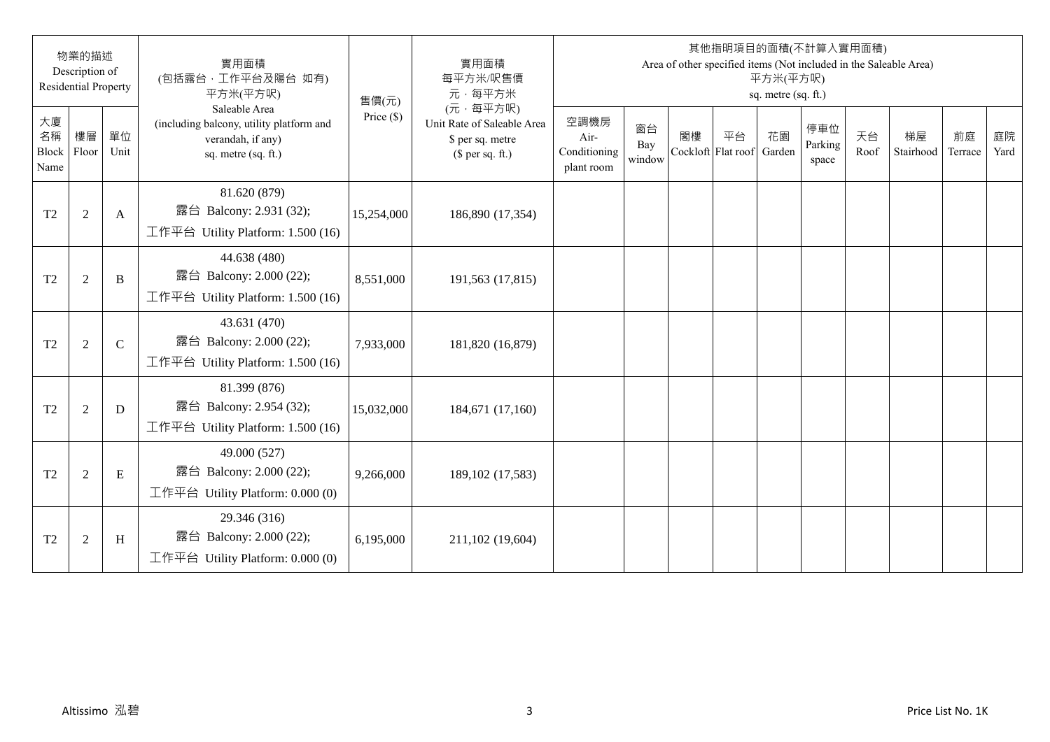| 物業的描述 Description of Residential Property | | | 實用面積 (包括露台，工作平台及陽台 如有) 平方米(平方呎) Saleable Area (including balcony, utility platform and verandah, if any) sq. metre (sq. ft.) | 售價(元) Price ($) | 實用面積 每平方米/呎售價 元，每平方米 (元，每平方呎) Unit Rate of Saleable Area $ per sq. metre ($ per sq. ft.) | 其他指明項目的面積(不計算入實用面積) Area of other specified items (Not included in the Saleable Area) 平方米(平方呎) sq. metre (sq. ft.) | | | | | | | | | |
|---|---|---|---|---|---|---|---|---|---|---|---|---|---|---|---|
| 大廈名稱 Block Name | 樓層 Floor | 單位 Unit | | | | 空調機房 Air-Conditioning plant room | 窗台 Bay window | 閣樓 Cockloft | 平台 Flat roof | 花園 Garden | 停車位 Parking space | 天台 Roof | 梯屋 Stairhood | 前庭 Terrace | 庭院 Yard |
| T2 | 2 | A | 81.620 (879) 露台 Balcony: 2.931 (32); 工作平台 Utility Platform: 1.500 (16) | 15,254,000 | 186,890 (17,354) | | | | | | | | | | |
| T2 | 2 | B | 44.638 (480) 露台 Balcony: 2.000 (22); 工作平台 Utility Platform: 1.500 (16) | 8,551,000 | 191,563 (17,815) | | | | | | | | | | |
| T2 | 2 | C | 43.631 (470) 露台 Balcony: 2.000 (22); 工作平台 Utility Platform: 1.500 (16) | 7,933,000 | 181,820 (16,879) | | | | | | | | | | |
| T2 | 2 | D | 81.399 (876) 露台 Balcony: 2.954 (32); 工作平台 Utility Platform: 1.500 (16) | 15,032,000 | 184,671 (17,160) | | | | | | | | | | |
| T2 | 2 | E | 49.000 (527) 露台 Balcony: 2.000 (22); 工作平台 Utility Platform: 0.000 (0) | 9,266,000 | 189,102 (17,583) | | | | | | | | | | |
| T2 | 2 | H | 29.346 (316) 露台 Balcony: 2.000 (22); 工作平台 Utility Platform: 0.000 (0) | 6,195,000 | 211,102 (19,604) | | | | | | | | | | |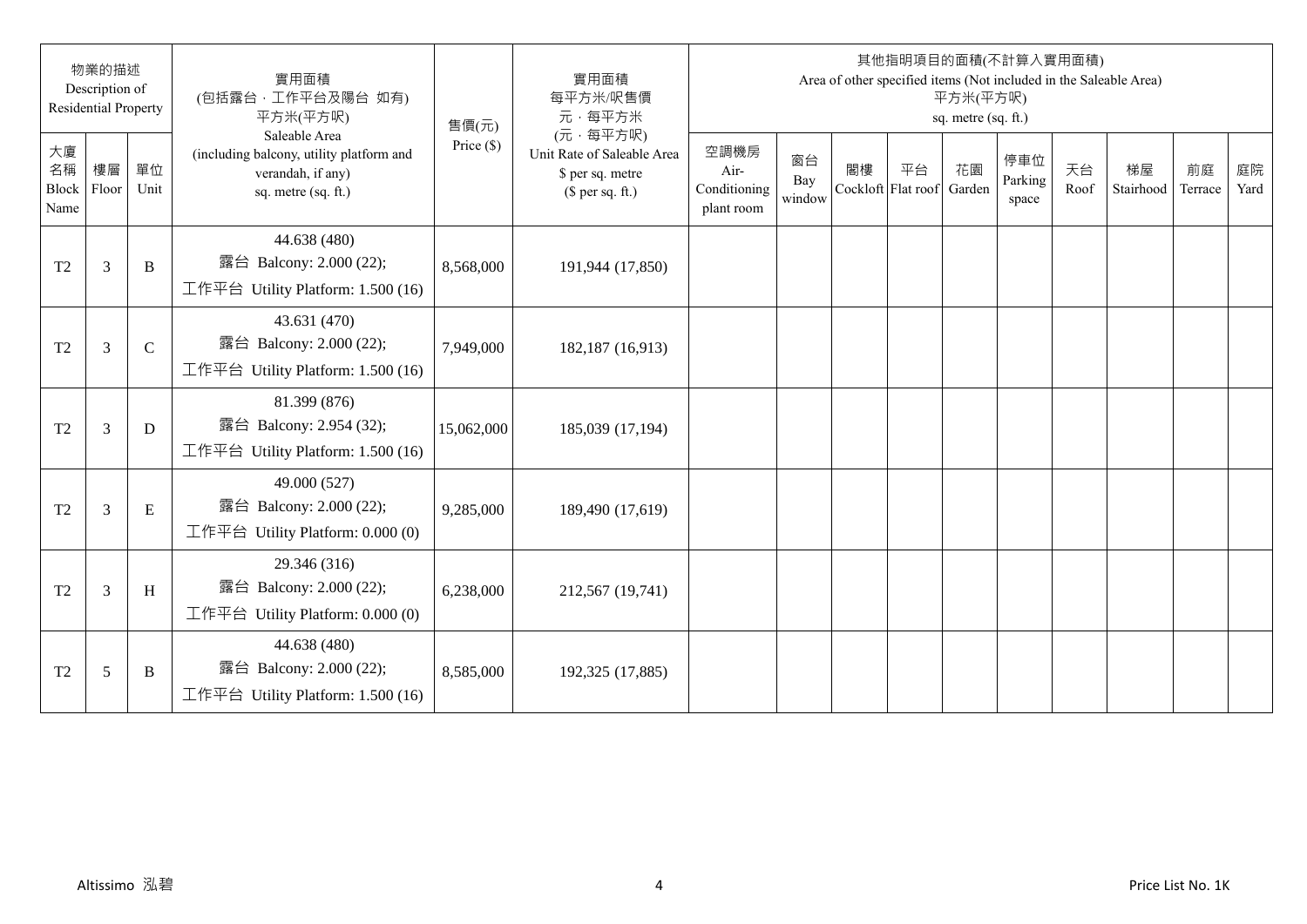| 物業的描述 Description of Residential Property | | | 實用面積 (包括露台．工作平台及陽台 如有) 平方米(平方呎) Saleable Area (including balcony, utility platform and verandah, if any) sq. metre (sq. ft.) | 售價(元) Price ($) | 實用面積 每平方米/呎售價 元．每平方米 (元．每平方呎) Unit Rate of Saleable Area $ per sq. metre ($ per sq. ft.) | 其他指明項目的面積(不計算入實用面積) Area of other specified items (Not included in the Saleable Area) 平方米(平方呎) sq. metre (sq. ft.) | | | | | | | | | |
|---|---|---|---|---|---|---|---|---|---|---|---|---|---|---|---|
| 大廈名稱 Block Name | 樓層 Floor | 單位 Unit | | | | 空調機房 Air-Conditioning plant room | 窗台 Bay window | 閣樓 Cockloft | 平台 Flat roof | 花園 Garden | 停車位 Parking space | 天台 Roof | 梯屋 Stairhood | 前庭 Terrace | 庭院 Yard |
| T2 | 3 | B | 44.638 (480) 露台 Balcony: 2.000 (22); 工作平台 Utility Platform: 1.500 (16) | 8,568,000 | 191,944 (17,850) | | | | | | | | | | |
| T2 | 3 | C | 43.631 (470) 露台 Balcony: 2.000 (22); 工作平台 Utility Platform: 1.500 (16) | 7,949,000 | 182,187 (16,913) | | | | | | | | | | |
| T2 | 3 | D | 81.399 (876) 露台 Balcony: 2.954 (32); 工作平台 Utility Platform: 1.500 (16) | 15,062,000 | 185,039 (17,194) | | | | | | | | | | |
| T2 | 3 | E | 49.000 (527) 露台 Balcony: 2.000 (22); 工作平台 Utility Platform: 0.000 (0) | 9,285,000 | 189,490 (17,619) | | | | | | | | | | |
| T2 | 3 | H | 29.346 (316) 露台 Balcony: 2.000 (22); 工作平台 Utility Platform: 0.000 (0) | 6,238,000 | 212,567 (19,741) | | | | | | | | | | |
| T2 | 5 | B | 44.638 (480) 露台 Balcony: 2.000 (22); 工作平台 Utility Platform: 1.500 (16) | 8,585,000 | 192,325 (17,885) | | | | | | | | | | |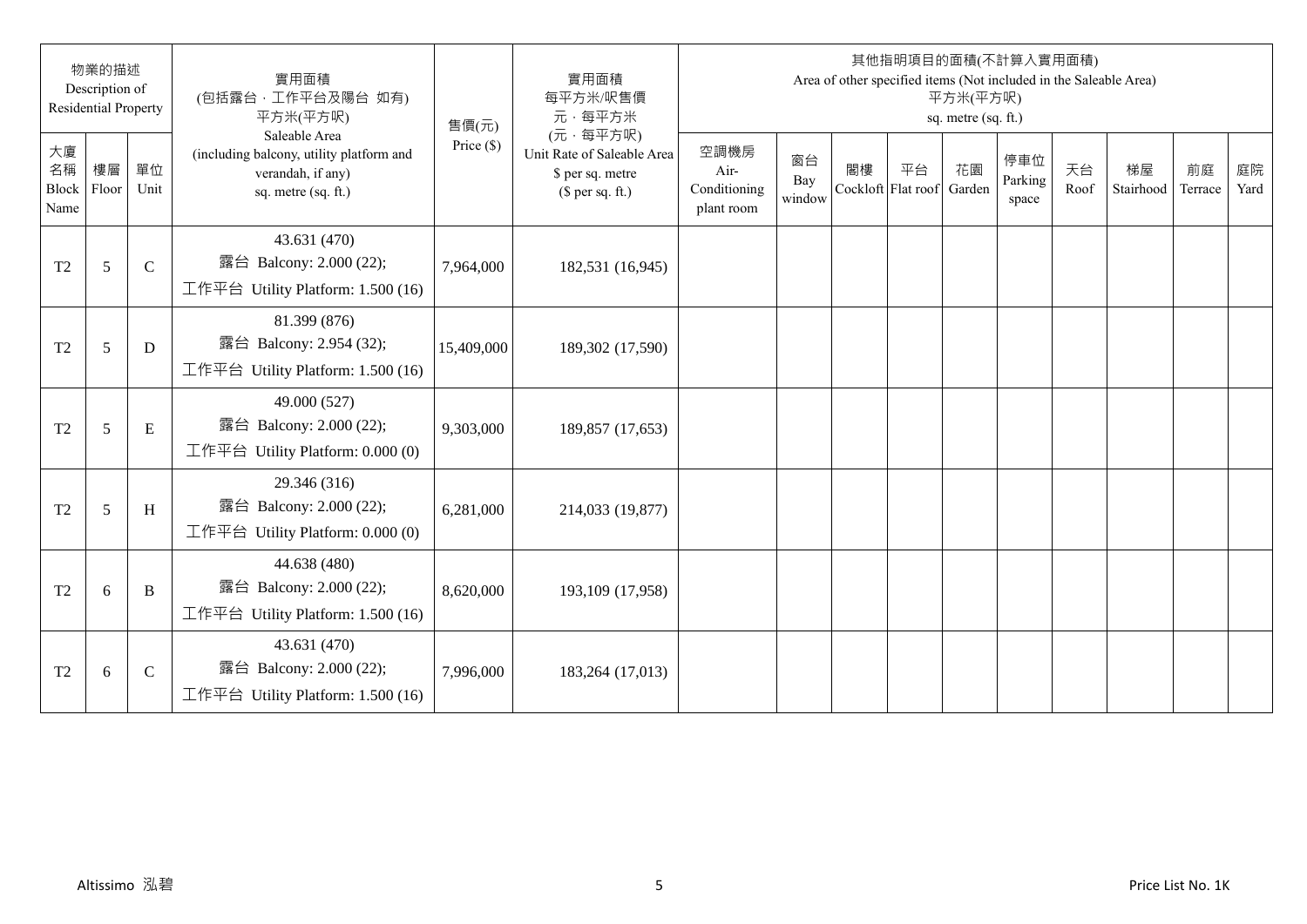| 物業的描述 Description of Residential Property | | | 實用面積 (包括露台，工作平台及陽台 如有) 平方米(平方呎) Saleable Area (including balcony, utility platform and verandah, if any) sq. metre (sq. ft.) | 售價(元) Price ($) | 實用面積 每平方米/呎售價 元，每平方米 (元，每平方呎) Unit Rate of Saleable Area $ per sq. metre ($ per sq. ft.) | 其他指明項目的面積(不計算入實用面積) Area of other specified items (Not included in the Saleable Area) 平方米(平方呎) sq. metre (sq. ft.) | | | | | | | | | |
|---|---|---|---|---|---|---|---|---|---|---|---|---|---|---|---|
| 大廈名稱 Block Name | 樓層 Floor | 單位 Unit | | | | 空調機房 Air-Conditioning plant room | 窗台 Bay window | 閣樓 Cockloft | 平台 Flat roof | 花園 Garden | 停車位 Parking space | 天台 Roof | 梯屋 Stairhood | 前庭 Terrace | 庭院 Yard |
| T2 | 5 | C | 43.631 (470) 露台 Balcony: 2.000 (22); 工作平台 Utility Platform: 1.500 (16) | 7,964,000 | 182,531 (16,945) | | | | | | | | | | |
| T2 | 5 | D | 81.399 (876) 露台 Balcony: 2.954 (32); 工作平台 Utility Platform: 1.500 (16) | 15,409,000 | 189,302 (17,590) | | | | | | | | | | |
| T2 | 5 | E | 49.000 (527) 露台 Balcony: 2.000 (22); 工作平台 Utility Platform: 0.000 (0) | 9,303,000 | 189,857 (17,653) | | | | | | | | | | |
| T2 | 5 | H | 29.346 (316) 露台 Balcony: 2.000 (22); 工作平台 Utility Platform: 0.000 (0) | 6,281,000 | 214,033 (19,877) | | | | | | | | | | |
| T2 | 6 | B | 44.638 (480) 露台 Balcony: 2.000 (22); 工作平台 Utility Platform: 1.500 (16) | 8,620,000 | 193,109 (17,958) | | | | | | | | | | |
| T2 | 6 | C | 43.631 (470) 露台 Balcony: 2.000 (22); 工作平台 Utility Platform: 1.500 (16) | 7,996,000 | 183,264 (17,013) | | | | | | | | | | |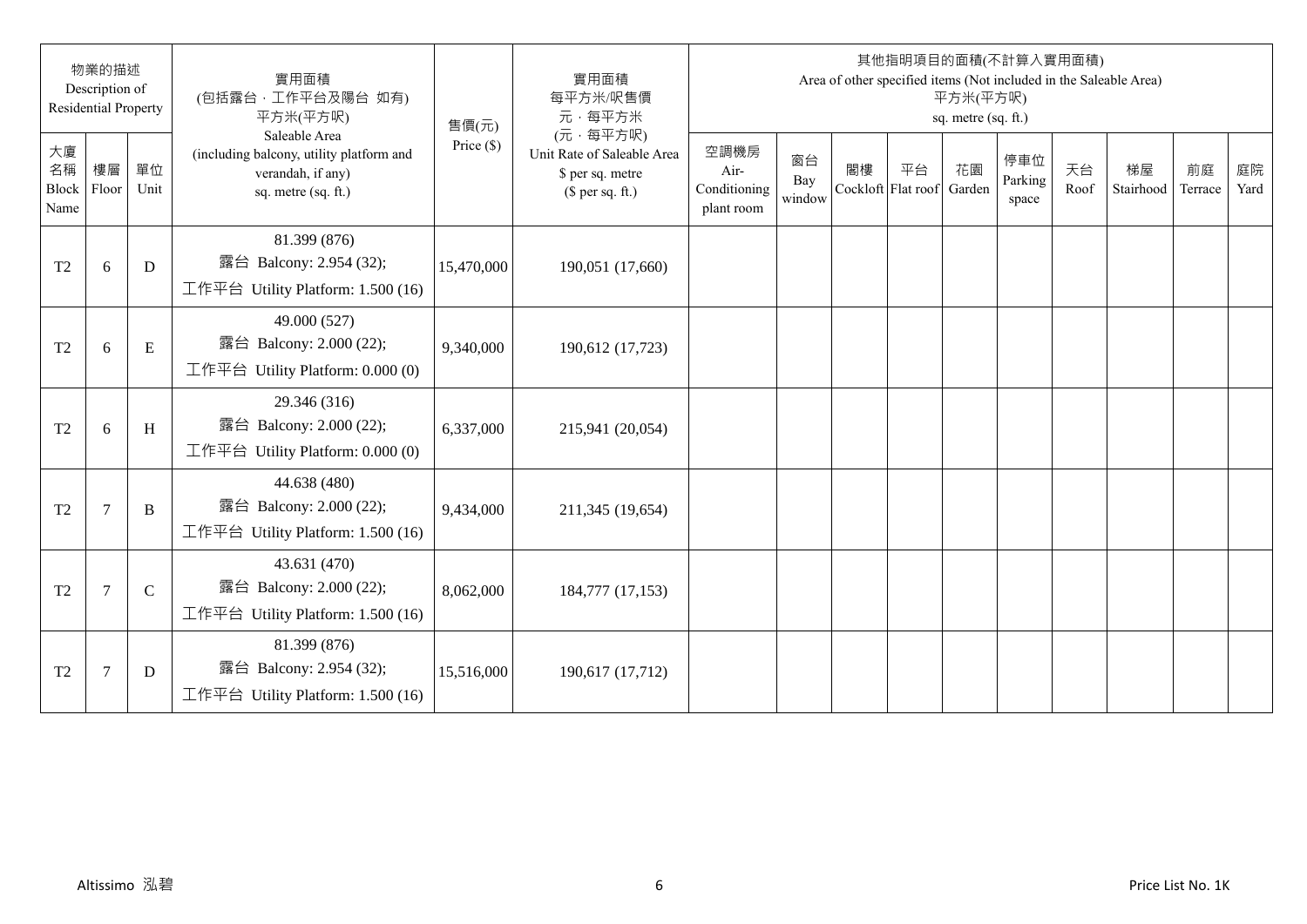| 物業的描述 Description of Residential Property | | | 實用面積 (包括露台，工作平台及陽台 如有) 平方米(平方呎) Saleable Area (including balcony, utility platform and verandah, if any) sq. metre (sq. ft.) | 售價(元) Price ($) | 實用面積 每平方米/呎售價 元，每平方米 (元，每平方呎) Unit Rate of Saleable Area $ per sq. metre ($ per sq. ft.) | 其他指明項目的面積(不計算入實用面積) Area of other specified items (Not included in the Saleable Area) 平方米(平方呎) sq. metre (sq. ft.) | | | | | | | | | |
|---|---|---|---|---|---|---|---|---|---|---|---|---|---|---|---|
| 大廈名稱 Block Name | 樓層 Floor | 單位 Unit | | | | 空調機房 Air-Conditioning plant room | 窗台 Bay window | 閣樓 Cockloft | 平台 Flat roof | 花園 Garden | 停車位 Parking space | 天台 Roof | 梯屋 Stairhood | 前庭 Terrace | 庭院 Yard |
| T2 | 6 | D | 81.399 (876) 露台 Balcony: 2.954 (32); 工作平台 Utility Platform: 1.500 (16) | 15,470,000 | 190,051 (17,660) | | | | | | | | | | |
| T2 | 6 | E | 49.000 (527) 露台 Balcony: 2.000 (22); 工作平台 Utility Platform: 0.000 (0) | 9,340,000 | 190,612 (17,723) | | | | | | | | | | |
| T2 | 6 | H | 29.346 (316) 露台 Balcony: 2.000 (22); 工作平台 Utility Platform: 0.000 (0) | 6,337,000 | 215,941 (20,054) | | | | | | | | | | |
| T2 | 7 | B | 44.638 (480) 露台 Balcony: 2.000 (22); 工作平台 Utility Platform: 1.500 (16) | 9,434,000 | 211,345 (19,654) | | | | | | | | | | |
| T2 | 7 | C | 43.631 (470) 露台 Balcony: 2.000 (22); 工作平台 Utility Platform: 1.500 (16) | 8,062,000 | 184,777 (17,153) | | | | | | | | | | |
| T2 | 7 | D | 81.399 (876) 露台 Balcony: 2.954 (32); 工作平台 Utility Platform: 1.500 (16) | 15,516,000 | 190,617 (17,712) | | | | | | | | | | |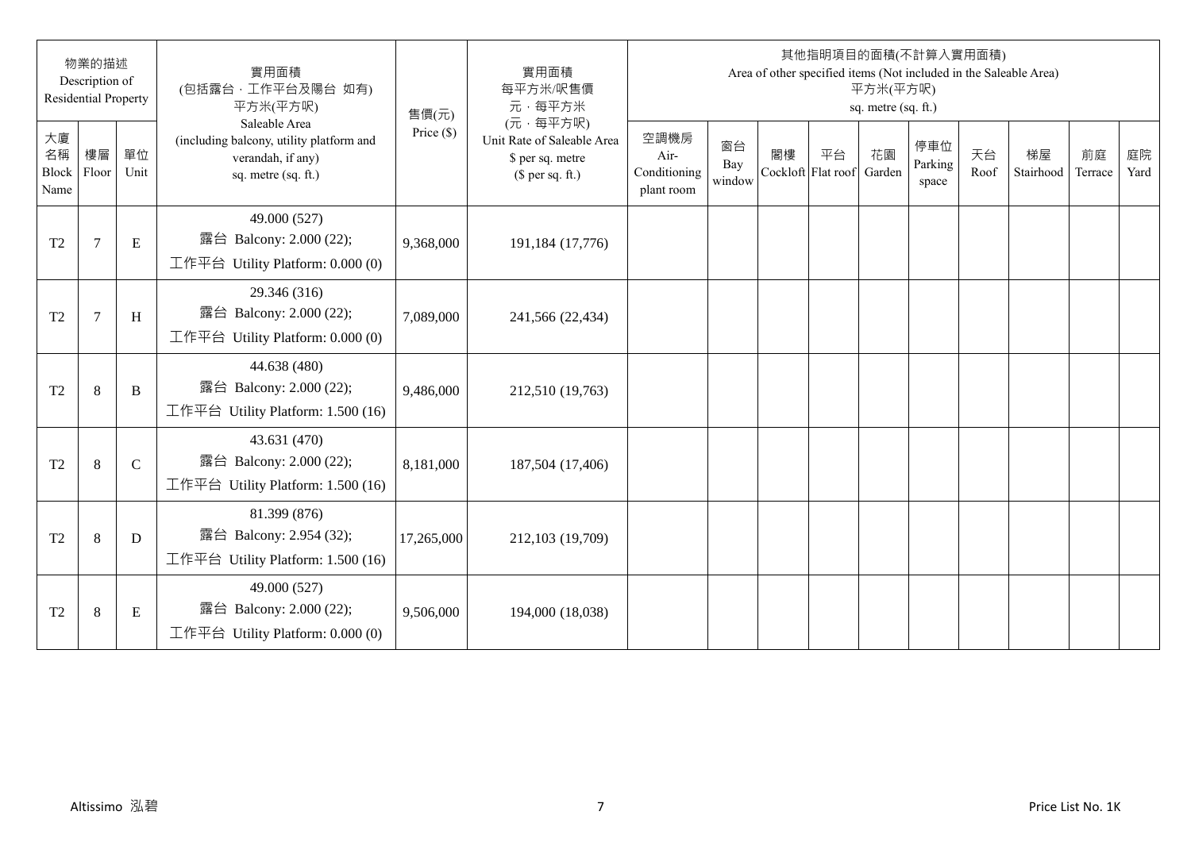| 物業的描述 Description of Residential Property | | | 實用面積 (包括露台．工作平台及陽台 如有) 平方米(平方呎) Saleable Area (including balcony, utility platform and verandah, if any) sq. metre (sq. ft.) | 售價(元) Price ($) | 實用面積 每平方米/呎售價 元．每平方米 (元．每平方呎) Unit Rate of Saleable Area $ per sq. metre ($ per sq. ft.) | 其他指明項目的面積(不計算入實用面積) Area of other specified items (Not included in the Saleable Area) 平方米(平方呎) sq. metre (sq. ft.) | | | | | | | | | |
|---|---|---|---|---|---|---|---|---|---|---|---|---|---|---|---|
| 大廈名稱 Block Name | 樓層 Floor | 單位 Unit | | | | 空調機房 Air-Conditioning plant room | 窗台 Bay window | 閣樓 Cockloft | 平台 Flat roof | 花園 Garden | 停車位 Parking space | 天台 Roof | 梯屋 Stairhood | 前庭 Terrace | 庭院 Yard |
| T2 | 7 | E | 49.000 (527) 露台 Balcony: 2.000 (22); 工作平台 Utility Platform: 0.000 (0) | 9,368,000 | 191,184 (17,776) | | | | | | | | | | |
| T2 | 7 | H | 29.346 (316) 露台 Balcony: 2.000 (22); 工作平台 Utility Platform: 0.000 (0) | 7,089,000 | 241,566 (22,434) | | | | | | | | | | |
| T2 | 8 | B | 44.638 (480) 露台 Balcony: 2.000 (22); 工作平台 Utility Platform: 1.500 (16) | 9,486,000 | 212,510 (19,763) | | | | | | | | | | |
| T2 | 8 | C | 43.631 (470) 露台 Balcony: 2.000 (22); 工作平台 Utility Platform: 1.500 (16) | 8,181,000 | 187,504 (17,406) | | | | | | | | | | |
| T2 | 8 | D | 81.399 (876) 露台 Balcony: 2.954 (32); 工作平台 Utility Platform: 1.500 (16) | 17,265,000 | 212,103 (19,709) | | | | | | | | | | |
| T2 | 8 | E | 49.000 (527) 露台 Balcony: 2.000 (22); 工作平台 Utility Platform: 0.000 (0) | 9,506,000 | 194,000 (18,038) | | | | | | | | | | |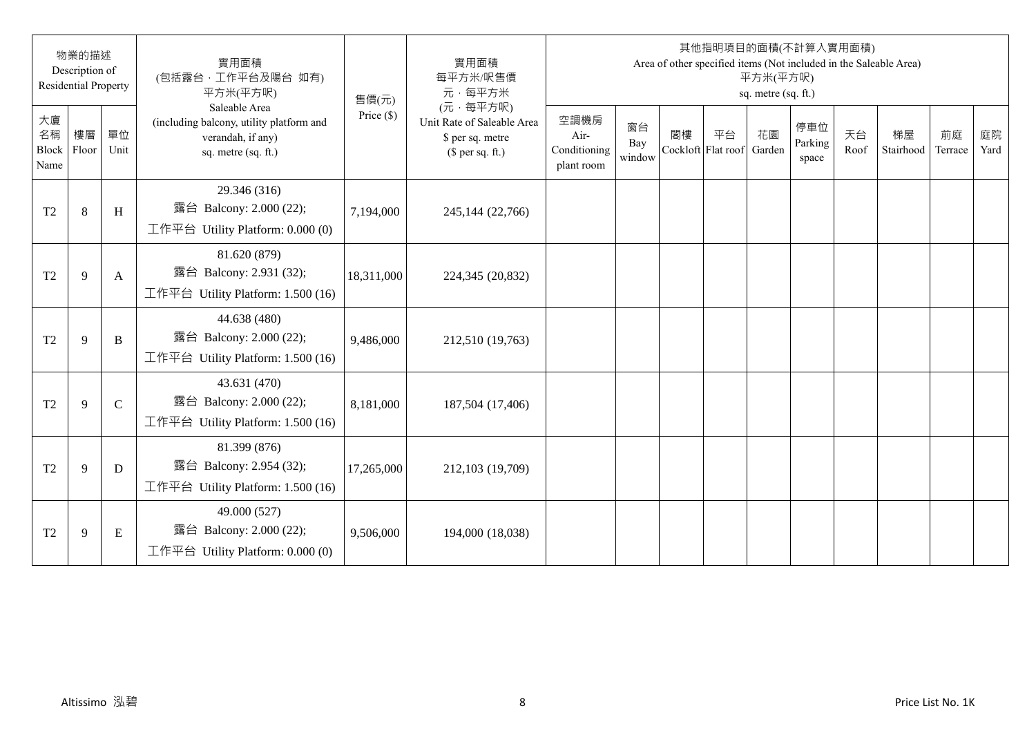| 物業的描述 Description of Residential Property | | | 實用面積 (包括露台，工作平台及陽台 如有) 平方米(平方呎) Saleable Area (including balcony, utility platform and verandah, if any) sq. metre (sq. ft.) | 售價(元) Price ($) | 實用面積 每平方米/呎售價 元，每平方米 (元，每平方呎) Unit Rate of Saleable Area $ per sq. metre ($ per sq. ft.) | 其他指明項目的面積(不計算入實用面積) Area of other specified items (Not included in the Saleable Area) 平方米(平方呎) sq. metre (sq. ft.) | | | | | | | | | |
|---|---|---|---|---|---|---|---|---|---|---|---|---|---|---|---|
| 大廈名稱 Block Name | 樓層 Floor | 單位 Unit | | | | 空調機房 Air-Conditioning plant room | 窗台 Bay window | 閣樓 Cockloft | 平台 Flat roof | 花園 Garden | 停車位 Parking space | 天台 Roof | 梯屋 Stairhood | 前庭 Terrace | 庭院 Yard |
| T2 | 8 | H | 29.346 (316) 露台 Balcony: 2.000 (22); 工作平台 Utility Platform: 0.000 (0) | 7,194,000 | 245,144 (22,766) | | | | | | | | | | |
| T2 | 9 | A | 81.620 (879) 露台 Balcony: 2.931 (32); 工作平台 Utility Platform: 1.500 (16) | 18,311,000 | 224,345 (20,832) | | | | | | | | | | |
| T2 | 9 | B | 44.638 (480) 露台 Balcony: 2.000 (22); 工作平台 Utility Platform: 1.500 (16) | 9,486,000 | 212,510 (19,763) | | | | | | | | | | |
| T2 | 9 | C | 43.631 (470) 露台 Balcony: 2.000 (22); 工作平台 Utility Platform: 1.500 (16) | 8,181,000 | 187,504 (17,406) | | | | | | | | | | |
| T2 | 9 | D | 81.399 (876) 露台 Balcony: 2.954 (32); 工作平台 Utility Platform: 1.500 (16) | 17,265,000 | 212,103 (19,709) | | | | | | | | | | |
| T2 | 9 | E | 49.000 (527) 露台 Balcony: 2.000 (22); 工作平台 Utility Platform: 0.000 (0) | 9,506,000 | 194,000 (18,038) | | | | | | | | | | |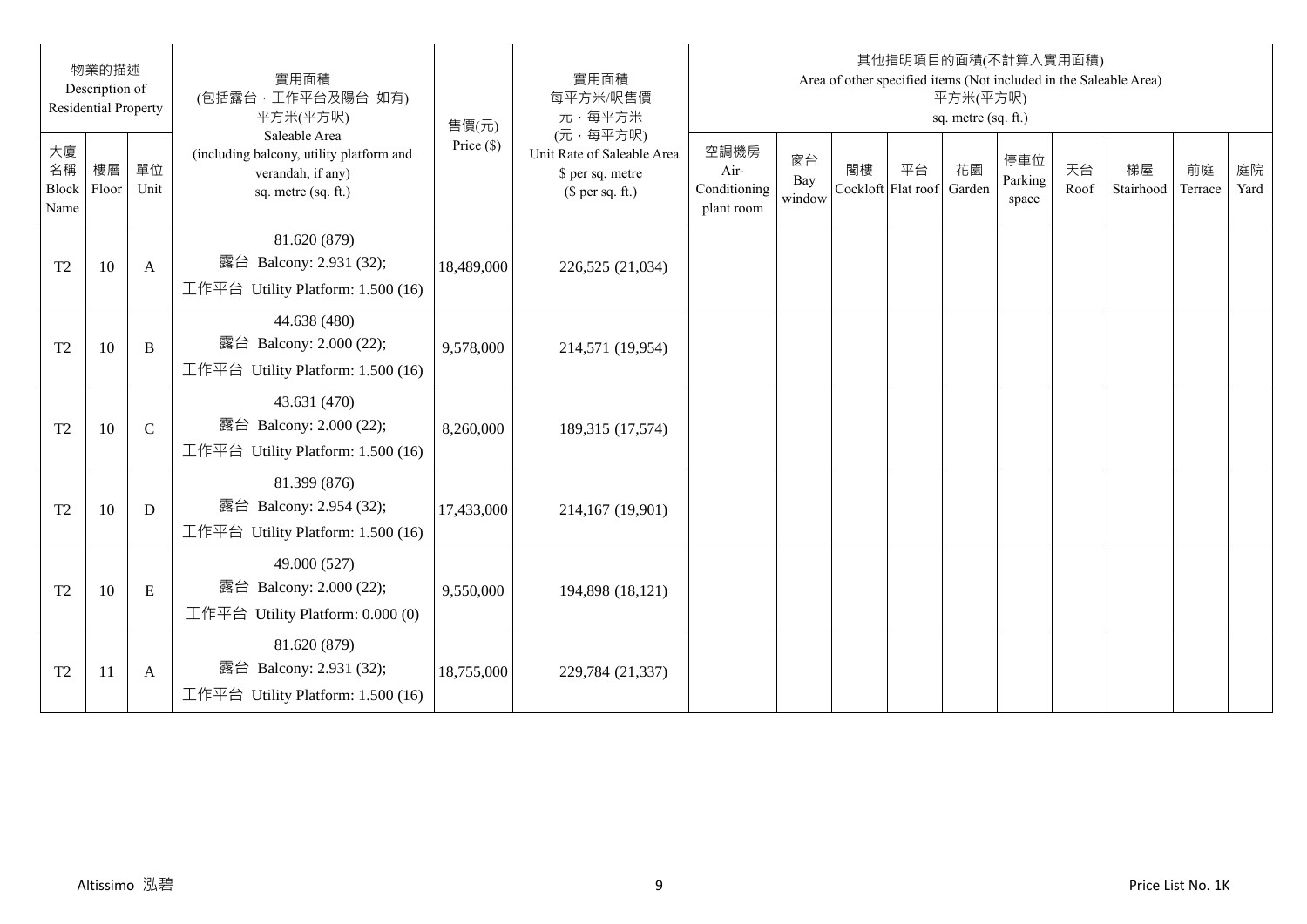| 物業的描述 Description of Residential Property | | | 實用面積 (包括露台，工作平台及陽台 如有) 平方米(平方呎) Saleable Area (including balcony, utility platform and verandah, if any) sq. metre (sq. ft.) | 售價(元) Price ($) | 實用面積 每平方米/呎售價 元，每平方米 (元，每平方呎) Unit Rate of Saleable Area $ per sq. metre ($ per sq. ft.) | 其他指明項目的面積(不計算入實用面積) Area of other specified items (Not included in the Saleable Area) 平方米(平方呎) sq. metre (sq. ft.) | | | | | | | | | |
|---|---|---|---|---|---|---|---|---|---|---|---|---|---|---|---|
| 大廈名稱 Block Name | 樓層 Floor | 單位 Unit | | | | 空調機房 Air-Conditioning plant room | 窗台 Bay window | 閣樓 Cockloft | 平台 Flat roof | 花園 Garden | 停車位 Parking space | 天台 Roof | 梯屋 Stairhood | 前庭 Terrace | 庭院 Yard |
| T2 | 10 | A | 81.620 (879) 露台 Balcony: 2.931 (32); 工作平台 Utility Platform: 1.500 (16) | 18,489,000 | 226,525 (21,034) | | | | | | | | | | |
| T2 | 10 | B | 44.638 (480) 露台 Balcony: 2.000 (22); 工作平台 Utility Platform: 1.500 (16) | 9,578,000 | 214,571 (19,954) | | | | | | | | | | |
| T2 | 10 | C | 43.631 (470) 露台 Balcony: 2.000 (22); 工作平台 Utility Platform: 1.500 (16) | 8,260,000 | 189,315 (17,574) | | | | | | | | | | |
| T2 | 10 | D | 81.399 (876) 露台 Balcony: 2.954 (32); 工作平台 Utility Platform: 1.500 (16) | 17,433,000 | 214,167 (19,901) | | | | | | | | | | |
| T2 | 10 | E | 49.000 (527) 露台 Balcony: 2.000 (22); 工作平台 Utility Platform: 0.000 (0) | 9,550,000 | 194,898 (18,121) | | | | | | | | | | |
| T2 | 11 | A | 81.620 (879) 露台 Balcony: 2.931 (32); 工作平台 Utility Platform: 1.500 (16) | 18,755,000 | 229,784 (21,337) | | | | | | | | | | |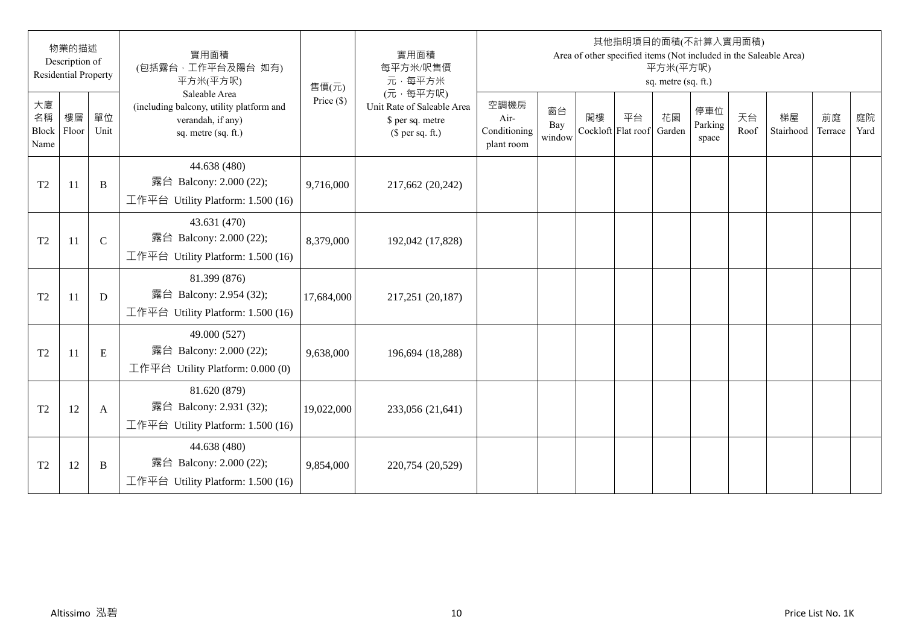| 物業的描述 Description of Residential Property | | | 實用面積 (包括露台，工作平台及陽台 如有) 平方米(平方呎) Saleable Area (including balcony, utility platform and verandah, if any) sq. metre (sq. ft.) | 售價(元) Price ($) | 實用面積 每平方米/呎售價 元，每平方米 (元，每平方呎) Unit Rate of Saleable Area $ per sq. metre ($ per sq. ft.) | 其他指明項目的面積(不計算入實用面積) Area of other specified items (Not included in the Saleable Area) 平方米(平方呎) sq. metre (sq. ft.) | | | | | | | | | |
|---|---|---|---|---|---|---|---|---|---|---|---|---|---|---|---|
| 大廈名稱 Block Name | 樓層 Floor | 單位 Unit | | | | 空調機房 Air-Conditioning plant room | 窗台 Bay window | 閣樓 Cockloft | 平台 Flat roof | 花園 Garden | 停車位 Parking space | 天台 Roof | 梯屋 Stairhood | 前庭 Terrace | 庭院 Yard |
| T2 | 11 | B | 44.638 (480) 露台 Balcony: 2.000 (22); 工作平台 Utility Platform: 1.500 (16) | 9,716,000 | 217,662 (20,242) | | | | | | | | | | |
| T2 | 11 | C | 43.631 (470) 露台 Balcony: 2.000 (22); 工作平台 Utility Platform: 1.500 (16) | 8,379,000 | 192,042 (17,828) | | | | | | | | | | |
| T2 | 11 | D | 81.399 (876) 露台 Balcony: 2.954 (32); 工作平台 Utility Platform: 1.500 (16) | 17,684,000 | 217,251 (20,187) | | | | | | | | | | |
| T2 | 11 | E | 49.000 (527) 露台 Balcony: 2.000 (22); 工作平台 Utility Platform: 0.000 (0) | 9,638,000 | 196,694 (18,288) | | | | | | | | | | |
| T2 | 12 | A | 81.620 (879) 露台 Balcony: 2.931 (32); 工作平台 Utility Platform: 1.500 (16) | 19,022,000 | 233,056 (21,641) | | | | | | | | | | |
| T2 | 12 | B | 44.638 (480) 露台 Balcony: 2.000 (22); 工作平台 Utility Platform: 1.500 (16) | 9,854,000 | 220,754 (20,529) | | | | | | | | | | |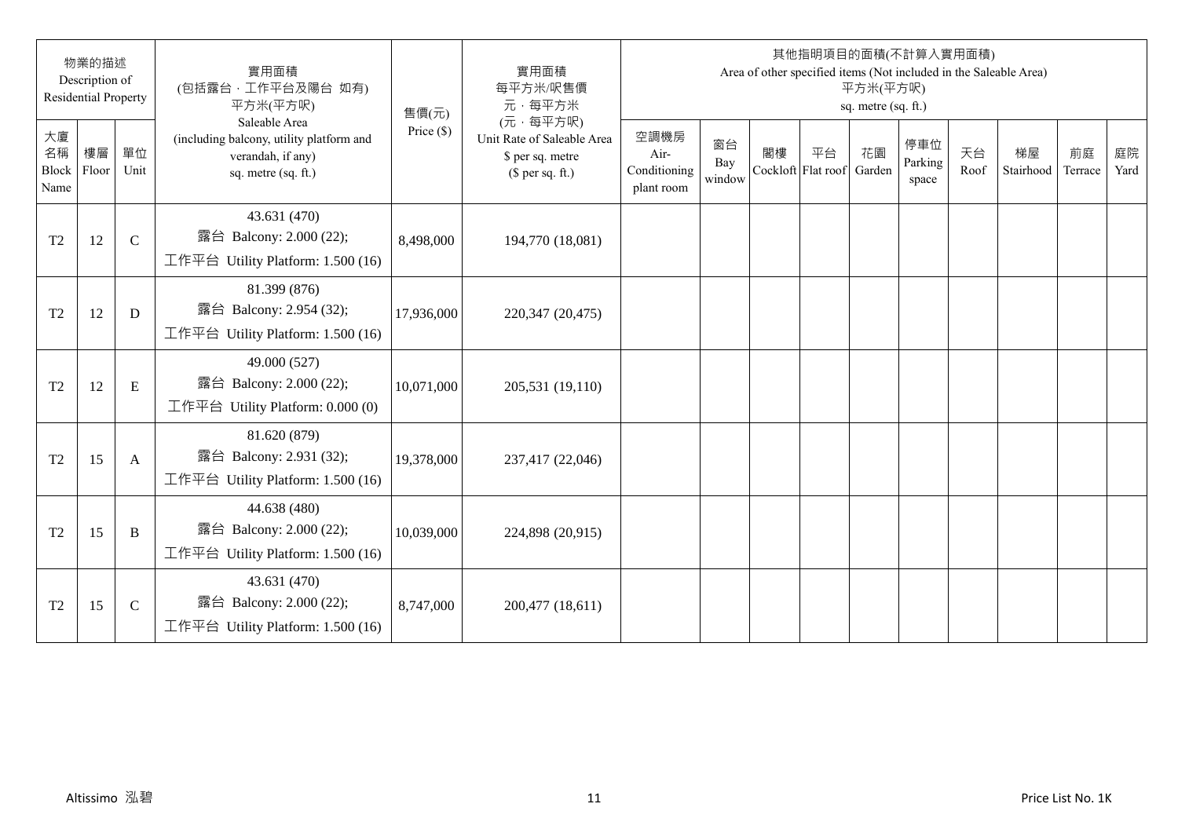| 物業的描述 Description of Residential Property | | | 實用面積 (包括露台，工作平台及陽台 如有) 平方米(平方呎) Saleable Area (including balcony, utility platform and verandah, if any) sq. metre (sq. ft.) | 售價(元) Price ($) | 實用面積 每平方米/呎售價 元，每平方米 (元，每平方呎) Unit Rate of Saleable Area $ per sq. metre ($ per sq. ft.) | 其他指明項目的面積(不計算入實用面積) Area of other specified items (Not included in the Saleable Area) 平方米(平方呎) sq. metre (sq. ft.) | | | | | | | | | |
|---|---|---|---|---|---|---|---|---|---|---|---|---|---|---|---|
| 大廈名稱 Block Name | 樓層 Floor | 單位 Unit | | | | 空調機房 Air-Conditioning plant room | 窗台 Bay window | 閣樓 Cockloft | 平台 Flat roof | 花園 Garden | 停車位 Parking space | 天台 Roof | 梯屋 Stairhood | 前庭 Terrace | 庭院 Yard |
| T2 | 12 | C | 43.631 (470) 露台 Balcony: 2.000 (22); 工作平台 Utility Platform: 1.500 (16) | 8,498,000 | 194,770 (18,081) | | | | | | | | | | |
| T2 | 12 | D | 81.399 (876) 露台 Balcony: 2.954 (32); 工作平台 Utility Platform: 1.500 (16) | 17,936,000 | 220,347 (20,475) | | | | | | | | | | |
| T2 | 12 | E | 49.000 (527) 露台 Balcony: 2.000 (22); 工作平台 Utility Platform: 0.000 (0) | 10,071,000 | 205,531 (19,110) | | | | | | | | | | |
| T2 | 15 | A | 81.620 (879) 露台 Balcony: 2.931 (32); 工作平台 Utility Platform: 1.500 (16) | 19,378,000 | 237,417 (22,046) | | | | | | | | | | |
| T2 | 15 | B | 44.638 (480) 露台 Balcony: 2.000 (22); 工作平台 Utility Platform: 1.500 (16) | 10,039,000 | 224,898 (20,915) | | | | | | | | | | |
| T2 | 15 | C | 43.631 (470) 露台 Balcony: 2.000 (22); 工作平台 Utility Platform: 1.500 (16) | 8,747,000 | 200,477 (18,611) | | | | | | | | | | |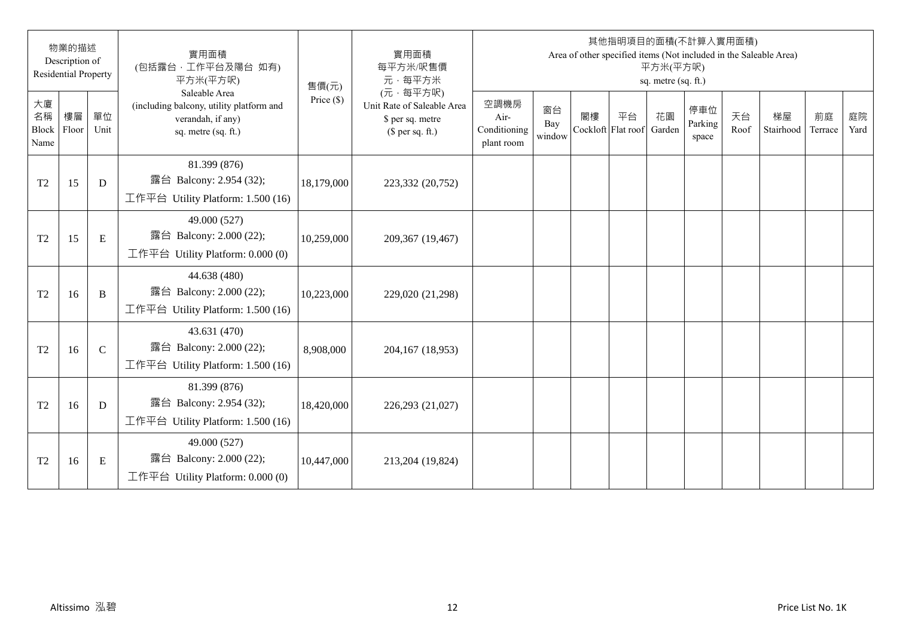| 物業的描述 Description of Residential Property | | | 實用面積 (包括露台，工作平台及陽台 如有) 平方米(平方呎) Saleable Area (including balcony, utility platform and verandah, if any) sq. metre (sq. ft.) | 售價(元) Price ($) | 實用面積 每平方米/呎售價 元，每平方米 (元，每平方呎) Unit Rate of Saleable Area $ per sq. metre ($ per sq. ft.) | 其他指明項目的面積(不計算入實用面積) Area of other specified items (Not included in the Saleable Area) 平方米(平方呎) sq. metre (sq. ft.) | | | | | | | | | |
|---|---|---|---|---|---|---|---|---|---|---|---|---|---|---|---|
| 大廈名稱 Block Name | 樓層 Floor | 單位 Unit | | | | 空調機房 Air-Conditioning plant room | 窗台 Bay window | 閣樓 Cockloft | 平台 Flat roof | 花園 Garden | 停車位 Parking space | 天台 Roof | 梯屋 Stairhood | 前庭 Terrace | 庭院 Yard |
| T2 | 15 | D | 81.399 (876) 露台 Balcony: 2.954 (32); 工作平台 Utility Platform: 1.500 (16) | 18,179,000 | 223,332 (20,752) | | | | | | | | | | |
| T2 | 15 | E | 49.000 (527) 露台 Balcony: 2.000 (22); 工作平台 Utility Platform: 0.000 (0) | 10,259,000 | 209,367 (19,467) | | | | | | | | | | |
| T2 | 16 | B | 44.638 (480) 露台 Balcony: 2.000 (22); 工作平台 Utility Platform: 1.500 (16) | 10,223,000 | 229,020 (21,298) | | | | | | | | | | |
| T2 | 16 | C | 43.631 (470) 露台 Balcony: 2.000 (22); 工作平台 Utility Platform: 1.500 (16) | 8,908,000 | 204,167 (18,953) | | | | | | | | | | |
| T2 | 16 | D | 81.399 (876) 露台 Balcony: 2.954 (32); 工作平台 Utility Platform: 1.500 (16) | 18,420,000 | 226,293 (21,027) | | | | | | | | | | |
| T2 | 16 | E | 49.000 (527) 露台 Balcony: 2.000 (22); 工作平台 Utility Platform: 0.000 (0) | 10,447,000 | 213,204 (19,824) | | | | | | | | | | |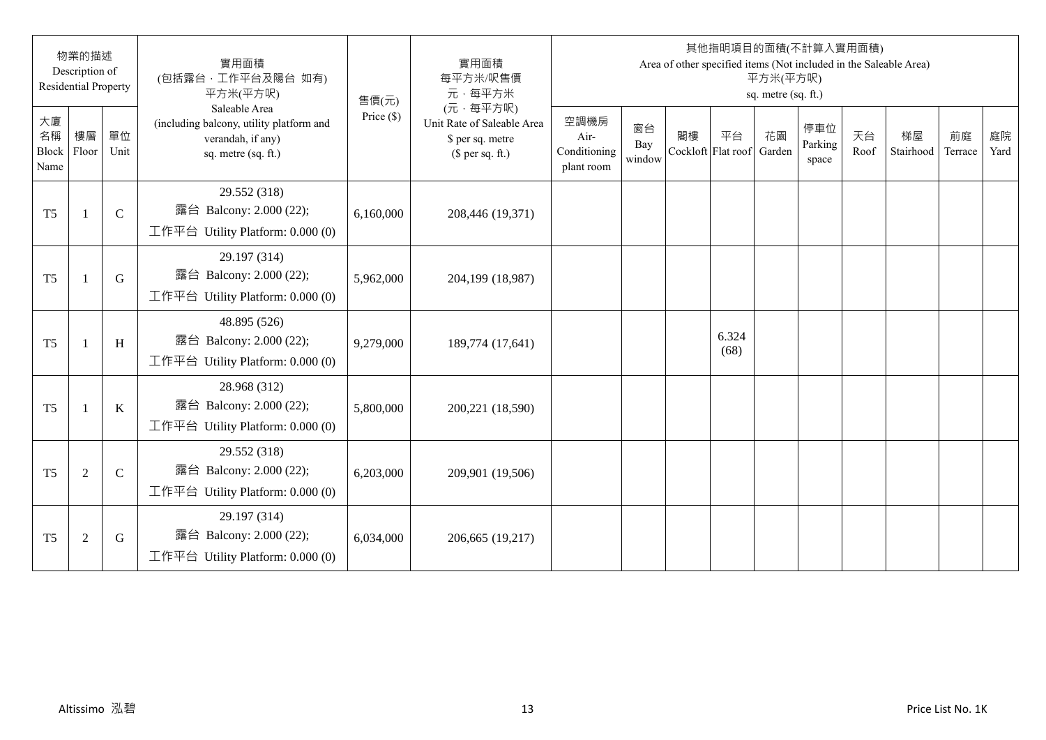| 物業的描述 Description of Residential Property | | | 實用面積 (包括露台，工作平台及陽台 如有) 平方米(平方呎) Saleable Area (including balcony, utility platform and verandah, if any) sq. metre (sq. ft.) | 售價(元) Price ($) | 實用面積 每平方米/呎售價 元，每平方米 (元，每平方呎) Unit Rate of Saleable Area $ per sq. metre ($ per sq. ft.) | 其他指明項目的面積(不計算入實用面積) Area of other specified items (Not included in the Saleable Area) 平方米(平方呎) sq. metre (sq. ft.) | | | | | | | | | |
|---|---|---|---|---|---|---|---|---|---|---|---|---|---|---|---|
| 大廈名稱 Block Name | 樓層 Floor | 單位 Unit | | | | 空調機房 Air-Conditioning plant room | 窗台 Bay window | 閣樓 Cockloft | 平台 Flat roof | 花園 Garden | 停車位 Parking space | 天台 Roof | 梯屋 Stairhood | 前庭 Terrace | 庭院 Yard |
| T5 | 1 | C | 29.552 (318) 露台 Balcony: 2.000 (22); 工作平台 Utility Platform: 0.000 (0) | 6,160,000 | 208,446 (19,371) | | | | | | | | | | |
| T5 | 1 | G | 29.197 (314) 露台 Balcony: 2.000 (22); 工作平台 Utility Platform: 0.000 (0) | 5,962,000 | 204,199 (18,987) | | | | | | | | | | |
| T5 | 1 | H | 48.895 (526) 露台 Balcony: 2.000 (22); 工作平台 Utility Platform: 0.000 (0) | 9,279,000 | 189,774 (17,641) | | | | 6.324 (68) | | | | | | |
| T5 | 1 | K | 28.968 (312) 露台 Balcony: 2.000 (22); 工作平台 Utility Platform: 0.000 (0) | 5,800,000 | 200,221 (18,590) | | | | | | | | | | |
| T5 | 2 | C | 29.552 (318) 露台 Balcony: 2.000 (22); 工作平台 Utility Platform: 0.000 (0) | 6,203,000 | 209,901 (19,506) | | | | | | | | | | |
| T5 | 2 | G | 29.197 (314) 露台 Balcony: 2.000 (22); 工作平台 Utility Platform: 0.000 (0) | 6,034,000 | 206,665 (19,217) | | | | | | | | | | |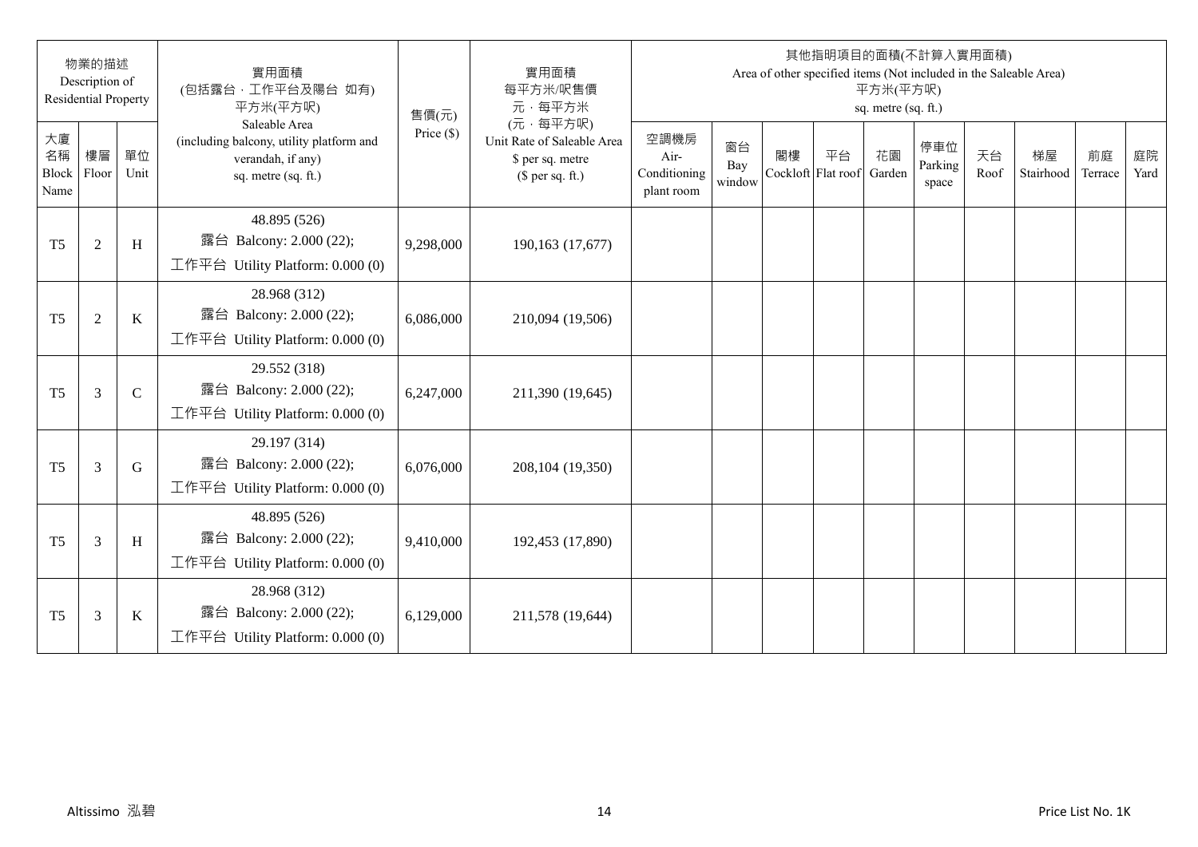| 物業的描述 Description of Residential Property | | | 實用面積 (包括露台，工作平台及陽台 如有) 平方米(平方呎) Saleable Area (including balcony, utility platform and verandah, if any) sq. metre (sq. ft.) | 售價(元) Price ($) | 實用面積 每平方米/呎售價 元，每平方米 (元，每平方呎) Unit Rate of Saleable Area $ per sq. metre ($ per sq. ft.) | 其他指明項目的面積(不計算入實用面積) Area of other specified items (Not included in the Saleable Area) 平方米(平方呎) sq. metre (sq. ft.) | | | | | | | | | |
|---|---|---|---|---|---|---|---|---|---|---|---|---|---|---|---|
| 大廈名稱 Block Name | 樓層 Floor | 單位 Unit | | | | 空調機房 Air-Conditioning plant room | 窗台 Bay window | 閣樓 Cockloft | 平台 Flat roof | 花園 Garden | 停車位 Parking space | 天台 Roof | 梯屋 Stairhood | 前庭 Terrace | 庭院 Yard |
| T5 | 2 | H | 48.895 (526) 露台 Balcony: 2.000 (22); 工作平台 Utility Platform: 0.000 (0) | 9,298,000 | 190,163 (17,677) | | | | | | | | | | |
| T5 | 2 | K | 28.968 (312) 露台 Balcony: 2.000 (22); 工作平台 Utility Platform: 0.000 (0) | 6,086,000 | 210,094 (19,506) | | | | | | | | | | |
| T5 | 3 | C | 29.552 (318) 露台 Balcony: 2.000 (22); 工作平台 Utility Platform: 0.000 (0) | 6,247,000 | 211,390 (19,645) | | | | | | | | | | |
| T5 | 3 | G | 29.197 (314) 露台 Balcony: 2.000 (22); 工作平台 Utility Platform: 0.000 (0) | 6,076,000 | 208,104 (19,350) | | | | | | | | | | |
| T5 | 3 | H | 48.895 (526) 露台 Balcony: 2.000 (22); 工作平台 Utility Platform: 0.000 (0) | 9,410,000 | 192,453 (17,890) | | | | | | | | | | |
| T5 | 3 | K | 28.968 (312) 露台 Balcony: 2.000 (22); 工作平台 Utility Platform: 0.000 (0) | 6,129,000 | 211,578 (19,644) | | | | | | | | | | |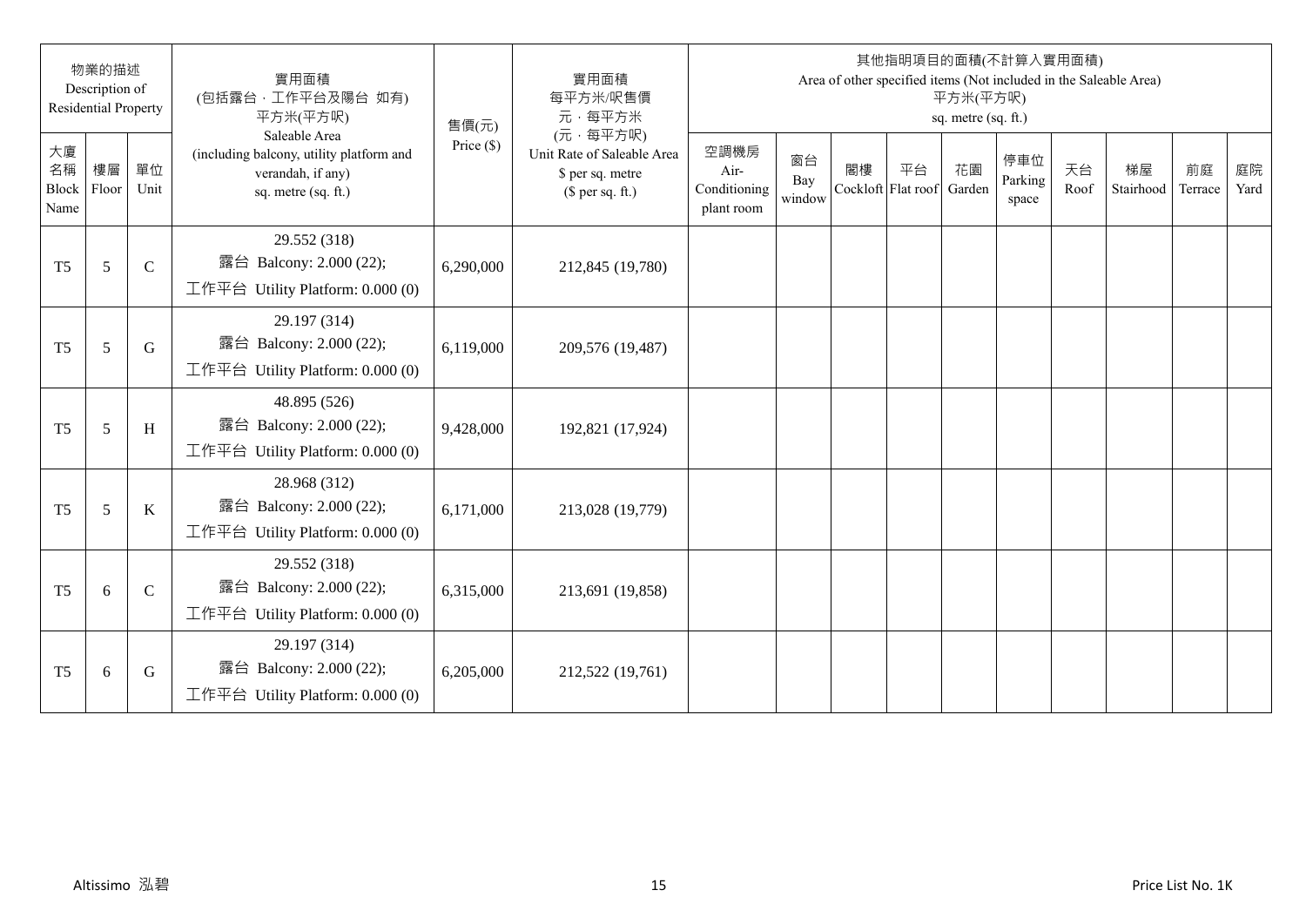| 物業的描述 Description of Residential Property | | | 實用面積 (包括露台，工作平台及陽台 如有) 平方米(平方呎) Saleable Area (including balcony, utility platform and verandah, if any) sq. metre (sq. ft.) | 售價(元) Price ($) | 實用面積 每平方米/呎售價 元，每平方米 (元，每平方呎) Unit Rate of Saleable Area $ per sq. metre ($ per sq. ft.) | 其他指明項目的面積(不計算入實用面積) Area of other specified items (Not included in the Saleable Area) 平方米(平方呎) sq. metre (sq. ft.) | | | | | | | | | |
|---|---|---|---|---|---|---|---|---|---|---|---|---|---|---|---|
| 大廈名稱 Block Name | 樓層 Floor | 單位 Unit | | | | 空調機房 Air-Conditioning plant room | 窗台 Bay window | 閣樓 Cockloft | 平台 Flat roof | 花園 Garden | 停車位 Parking space | 天台 Roof | 梯屋 Stairhood | 前庭 Terrace | 庭院 Yard |
| T5 | 5 | C | 29.552 (318) 露台 Balcony: 2.000 (22); 工作平台 Utility Platform: 0.000 (0) | 6,290,000 | 212,845 (19,780) | | | | | | | | | | |
| T5 | 5 | G | 29.197 (314) 露台 Balcony: 2.000 (22); 工作平台 Utility Platform: 0.000 (0) | 6,119,000 | 209,576 (19,487) | | | | | | | | | | |
| T5 | 5 | H | 48.895 (526) 露台 Balcony: 2.000 (22); 工作平台 Utility Platform: 0.000 (0) | 9,428,000 | 192,821 (17,924) | | | | | | | | | | |
| T5 | 5 | K | 28.968 (312) 露台 Balcony: 2.000 (22); 工作平台 Utility Platform: 0.000 (0) | 6,171,000 | 213,028 (19,779) | | | | | | | | | | |
| T5 | 6 | C | 29.552 (318) 露台 Balcony: 2.000 (22); 工作平台 Utility Platform: 0.000 (0) | 6,315,000 | 213,691 (19,858) | | | | | | | | | | |
| T5 | 6 | G | 29.197 (314) 露台 Balcony: 2.000 (22); 工作平台 Utility Platform: 0.000 (0) | 6,205,000 | 212,522 (19,761) | | | | | | | | | | |

Altissimo 泓碧 Price List No. 1K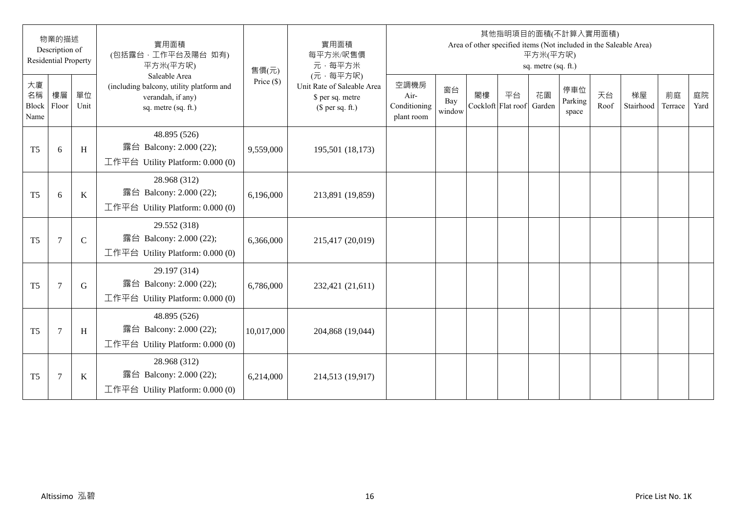| 物業的描述 Description of Residential Property | | | 實用面積 (包括露台,工作平台及陽台 如有) 平方米(平方呎) Saleable Area (including balcony, utility platform and verandah, if any) sq. metre (sq. ft.) | 售價(元) Price ($) | 實用面積 每平方米/呎售價 元,每平方米 (元,每平方呎) Unit Rate of Saleable Area $ per sq. metre ($ per sq. ft.) | 其他指明項目的面積(不計算入實用面積) Area of other specified items (Not included in the Saleable Area) 平方米(平方呎) sq. metre (sq. ft.) | | | | | | | | | |
|---|---|---|---|---|---|---|---|---|---|---|---|---|---|---|---|
| 大廈名稱 Block Name | 樓層 Floor | 單位 Unit | | | | 空調機房 Air-Conditioning plant room | 窗台 Bay window | 閣樓 Cockloft | 平台 Flat roof | 花園 Garden | 停車位 Parking space | 天台 Roof | 梯屋 Stairhood | 前庭 Terrace | 庭院 Yard |
| T5 | 6 | H | 48.895 (526) 露台 Balcony: 2.000 (22); 工作平台 Utility Platform: 0.000 (0) | 9,559,000 | 195,501 (18,173) | | | | | | | | | | |
| T5 | 6 | K | 28.968 (312) 露台 Balcony: 2.000 (22); 工作平台 Utility Platform: 0.000 (0) | 6,196,000 | 213,891 (19,859) | | | | | | | | | | |
| T5 | 7 | C | 29.552 (318) 露台 Balcony: 2.000 (22); 工作平台 Utility Platform: 0.000 (0) | 6,366,000 | 215,417 (20,019) | | | | | | | | | | |
| T5 | 7 | G | 29.197 (314) 露台 Balcony: 2.000 (22); 工作平台 Utility Platform: 0.000 (0) | 6,786,000 | 232,421 (21,611) | | | | | | | | | | |
| T5 | 7 | H | 48.895 (526) 露台 Balcony: 2.000 (22); 工作平台 Utility Platform: 0.000 (0) | 10,017,000 | 204,868 (19,044) | | | | | | | | | | |
| T5 | 7 | K | 28.968 (312) 露台 Balcony: 2.000 (22); 工作平台 Utility Platform: 0.000 (0) | 6,214,000 | 214,513 (19,917) | | | | | | | | | | |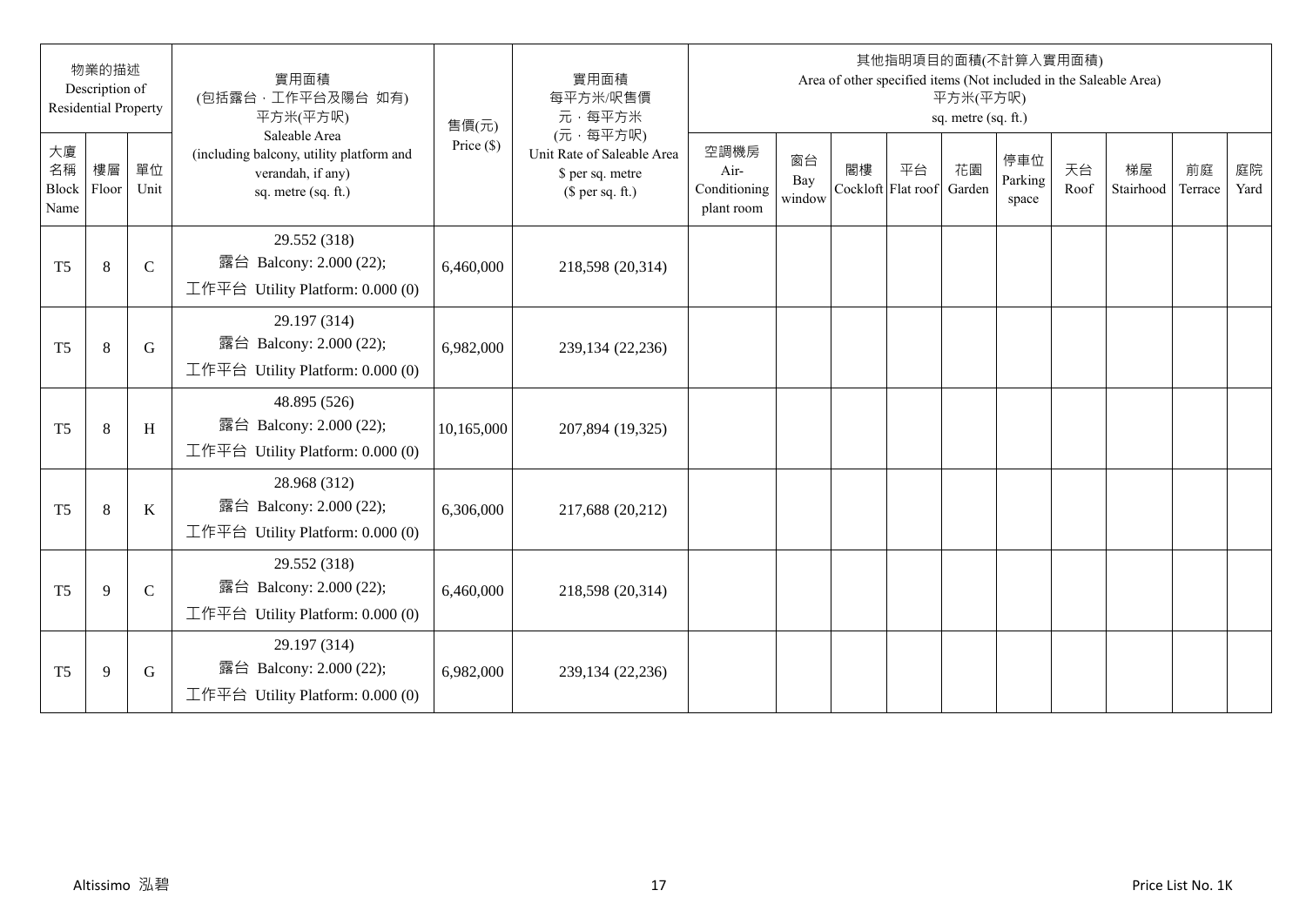| 物業的描述 Description of Residential Property | | | 實用面積 (包括露台，工作平台及陽台 如有) 平方米(平方呎) Saleable Area (including balcony, utility platform and verandah, if any) sq. metre (sq. ft.) | 售價(元) Price ($) | 實用面積 每平方米/呎售價 元，每平方米 (元，每平方呎) Unit Rate of Saleable Area $ per sq. metre ($ per sq. ft.) | 其他指明項目的面積(不計算入實用面積) Area of other specified items (Not included in the Saleable Area) 平方米(平方呎) sq. metre (sq. ft.) | | | | | | | | | |
|---|---|---|---|---|---|---|---|---|---|---|---|---|---|---|---|
| 大廈名稱 Block Name | 樓層 Floor | 單位 Unit | | | | 空調機房 Air-Conditioning plant room | 窗台 Bay window | 閣樓 Cockloft | 平台 Flat roof | 花園 Garden | 停車位 Parking space | 天台 Roof | 梯屋 Stairhood | 前庭 Terrace | 庭院 Yard |
| T5 | 8 | C | 29.552 (318) 露台 Balcony: 2.000 (22); 工作平台 Utility Platform: 0.000 (0) | 6,460,000 | 218,598 (20,314) | | | | | | | | | | |
| T5 | 8 | G | 29.197 (314) 露台 Balcony: 2.000 (22); 工作平台 Utility Platform: 0.000 (0) | 6,982,000 | 239,134 (22,236) | | | | | | | | | | |
| T5 | 8 | H | 48.895 (526) 露台 Balcony: 2.000 (22); 工作平台 Utility Platform: 0.000 (0) | 10,165,000 | 207,894 (19,325) | | | | | | | | | | |
| T5 | 8 | K | 28.968 (312) 露台 Balcony: 2.000 (22); 工作平台 Utility Platform: 0.000 (0) | 6,306,000 | 217,688 (20,212) | | | | | | | | | | |
| T5 | 9 | C | 29.552 (318) 露台 Balcony: 2.000 (22); 工作平台 Utility Platform: 0.000 (0) | 6,460,000 | 218,598 (20,314) | | | | | | | | | | |
| T5 | 9 | G | 29.197 (314) 露台 Balcony: 2.000 (22); 工作平台 Utility Platform: 0.000 (0) | 6,982,000 | 239,134 (22,236) | | | | | | | | | | |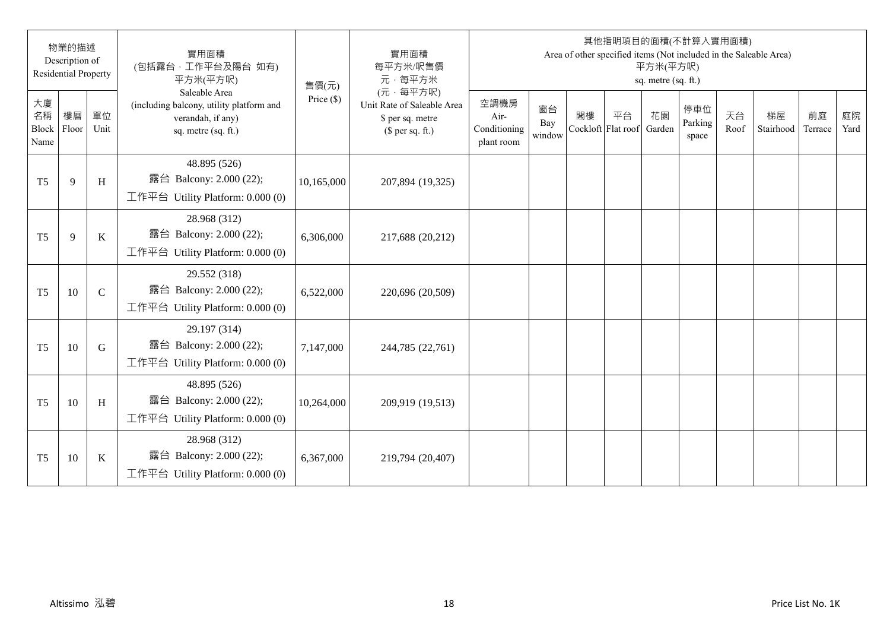| 物業的描述 Description of Residential Property | | | 實用面積 (包括露台・工作平台及陽台 如有) 平方米(平方呎) Saleable Area (including balcony, utility platform and verandah, if any) sq. metre (sq. ft.) | 售價(元) Price ($) | 實用面積 每平方米/呎售價 元・每平方米 (元・每平方呎) Unit Rate of Saleable Area $ per sq. metre ($ per sq. ft.) | 其他指明項目的面積(不計算入實用面積) Area of other specified items (Not included in the Saleable Area) 平方米(平方呎) sq. metre (sq. ft.) | | | | | | | | | |
|---|---|---|---|---|---|---|---|---|---|---|---|---|---|---|---|
| 大廈名稱 Block Name | 樓層 Floor | 單位 Unit | | | | 空調機房 Air-Conditioning plant room | 窗台 Bay window | 閣樓 Cockloft | 平台 Flat roof | 花園 Garden | 停車位 Parking space | 天台 Roof | 梯屋 Stairhood | 前庭 Terrace | 庭院 Yard |
| T5 | 9 | H | 48.895 (526) 露台 Balcony: 2.000 (22); 工作平台 Utility Platform: 0.000 (0) | 10,165,000 | 207,894 (19,325) | | | | | | | | | | |
| T5 | 9 | K | 28.968 (312) 露台 Balcony: 2.000 (22); 工作平台 Utility Platform: 0.000 (0) | 6,306,000 | 217,688 (20,212) | | | | | | | | | | |
| T5 | 10 | C | 29.552 (318) 露台 Balcony: 2.000 (22); 工作平台 Utility Platform: 0.000 (0) | 6,522,000 | 220,696 (20,509) | | | | | | | | | | |
| T5 | 10 | G | 29.197 (314) 露台 Balcony: 2.000 (22); 工作平台 Utility Platform: 0.000 (0) | 7,147,000 | 244,785 (22,761) | | | | | | | | | | |
| T5 | 10 | H | 48.895 (526) 露台 Balcony: 2.000 (22); 工作平台 Utility Platform: 0.000 (0) | 10,264,000 | 209,919 (19,513) | | | | | | | | | | |
| T5 | 10 | K | 28.968 (312) 露台 Balcony: 2.000 (22); 工作平台 Utility Platform: 0.000 (0) | 6,367,000 | 219,794 (20,407) | | | | | | | | | | |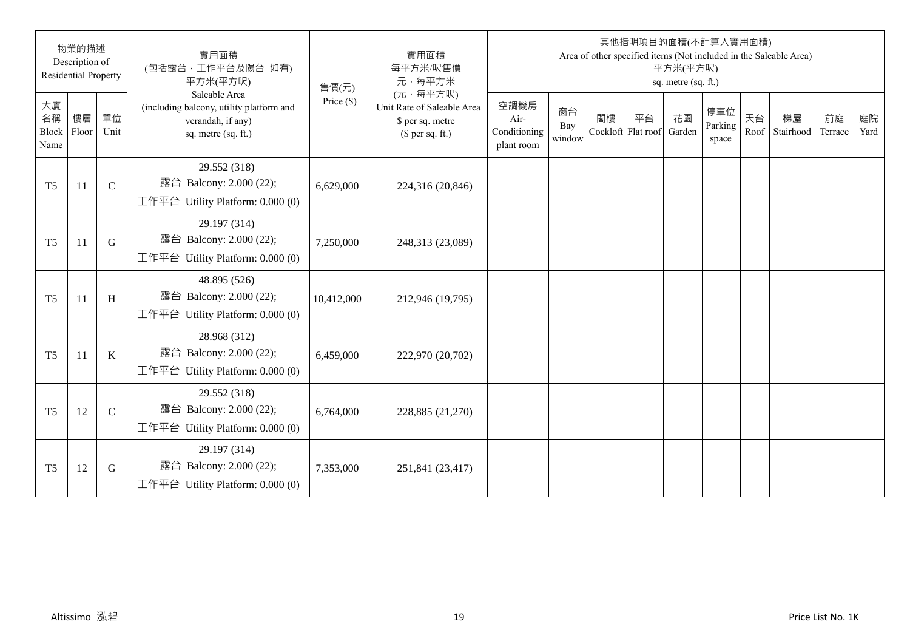| 物業的描述 Description of Residential Property | | | 實用面積 (包括露台．工作平台及陽台 如有) 平方米(平方呎) Saleable Area (including balcony, utility platform and verandah, if any) sq. metre (sq. ft.) | 售價(元) Price ($) | 實用面積 每平方米/呎售價 元．每平方米 (元．每平方呎) Unit Rate of Saleable Area $ per sq. metre ($ per sq. ft.) | 其他指明項目的面積(不計算入實用面積) Area of other specified items (Not included in the Saleable Area) 平方米(平方呎) sq. metre (sq. ft.) | | | | | | | | | |
|---|---|---|---|---|---|---|---|---|---|---|---|---|---|---|---|
| 大廈名稱 Block Name | 樓層 Floor | 單位 Unit | | | | 空調機房 Air-Conditioning plant room | 窗台 Bay window | 閣樓 Cockloft | 平台 Flat roof | 花園 Garden | 停車位 Parking space | 天台 Roof | 梯屋 Stairhood | 前庭 Terrace | 庭院 Yard |
| T5 | 11 | C | 29.552 (318) 露台 Balcony: 2.000 (22); 工作平台 Utility Platform: 0.000 (0) | 6,629,000 | 224,316 (20,846) | | | | | | | | | | |
| T5 | 11 | G | 29.197 (314) 露台 Balcony: 2.000 (22); 工作平台 Utility Platform: 0.000 (0) | 7,250,000 | 248,313 (23,089) | | | | | | | | | | |
| T5 | 11 | H | 48.895 (526) 露台 Balcony: 2.000 (22); 工作平台 Utility Platform: 0.000 (0) | 10,412,000 | 212,946 (19,795) | | | | | | | | | | |
| T5 | 11 | K | 28.968 (312) 露台 Balcony: 2.000 (22); 工作平台 Utility Platform: 0.000 (0) | 6,459,000 | 222,970 (20,702) | | | | | | | | | | |
| T5 | 12 | C | 29.552 (318) 露台 Balcony: 2.000 (22); 工作平台 Utility Platform: 0.000 (0) | 6,764,000 | 228,885 (21,270) | | | | | | | | | | |
| T5 | 12 | G | 29.197 (314) 露台 Balcony: 2.000 (22); 工作平台 Utility Platform: 0.000 (0) | 7,353,000 | 251,841 (23,417) | | | | | | | | | | |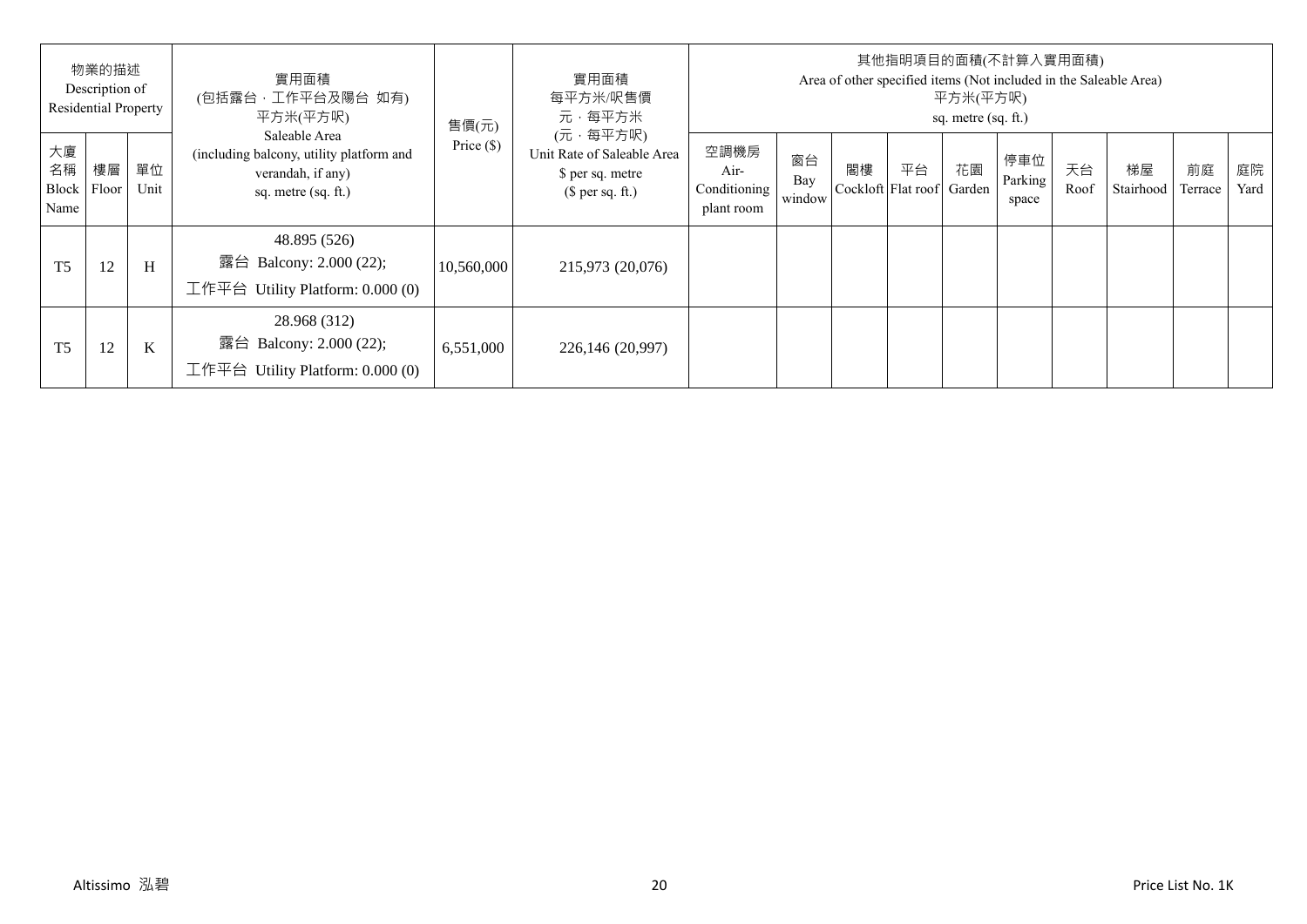| 物業的描述 Description of Residential Property | | | 實用面積 (包括露台，工作平台及陽台 如有) 平方米(平方呎) Saleable Area (including balcony, utility platform and verandah, if any) sq. metre (sq. ft.) | 售價(元) Price ($) | 實用面積 每平方米/呎售價 元，每平方米 (元，每平方呎) Unit Rate of Saleable Area $ per sq. metre ($ per sq. ft.) | 其他指明項目的面積(不計算入實用面積) Area of other specified items (Not included in the Saleable Area) 平方米(平方呎) sq. metre (sq. ft.) | | | | | | | | | |
|---|---|---|---|---|---|---|---|---|---|---|---|---|---|---|---|
| 大廈名稱 Block Name | 樓層 Floor | 單位 Unit | | | | 空調機房 Air-Conditioning plant room | 窗台 Bay window | 閣樓 Cockloft | 平台 Flat roof | 花園 Garden | 停車位 Parking space | 天台 Roof | 梯屋 Stairhood | 前庭 Terrace | 庭院 Yard |
| T5 | 12 | H | 48.895 (526) 露台 Balcony: 2.000 (22); 工作平台 Utility Platform: 0.000 (0) | 10,560,000 | 215,973 (20,076) | | | | | | | | | | |
| T5 | 12 | K | 28.968 (312) 露台 Balcony: 2.000 (22); 工作平台 Utility Platform: 0.000 (0) | 6,551,000 | 226,146 (20,997) | | | | | | | | | | |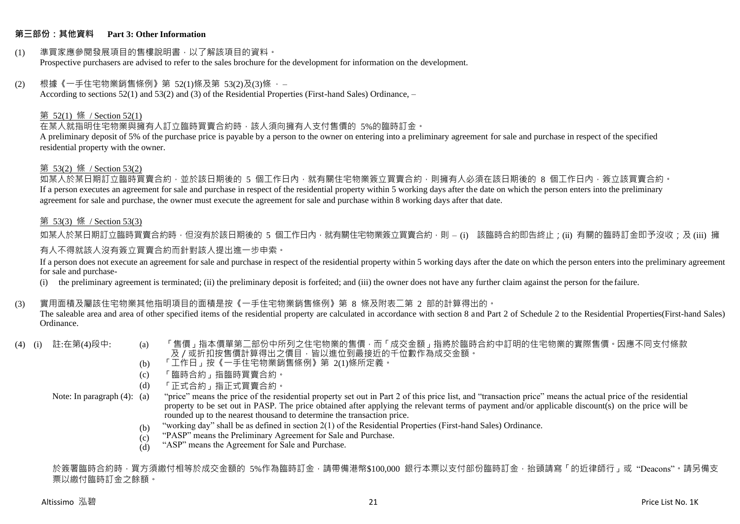## 第三部份：其他資料 Part 3: Other Information

(1) 準買家應參閱發展項目的售樓說明書，以了解該項目的資料。
Prospective purchasers are advised to refer to the sales brochure for the development for information on the development.

(2) 根據《一手住宅物業銷售條例》第 52(1)條及第 53(2)及(3)條 ，–
According to sections 52(1) and 53(2) and (3) of the Residential Properties (First-hand Sales) Ordinance, –

第 52(1) 條 / Section 52(1)

在某人就指明住宅物業與擁有人訂立臨時買賣合約時，該人須向擁有人支付售價的 5%的臨時訂金。
A preliminary deposit of 5% of the purchase price is payable by a person to the owner on entering into a preliminary agreement for sale and purchase in respect of the specified residential property with the owner.

第 53(2) 條 / Section 53(2)

如某人於某日期訂立臨時買賣合約，並於該日期後的 5 個工作日內，就有關住宅物業簽立買賣合約，則擁有人必須在該日期後的 8 個工作日內，簽立該買賣合約。
If a person executes an agreement for sale and purchase in respect of the residential property within 5 working days after the date on which the person enters into the preliminary agreement for sale and purchase, the owner must execute the agreement for sale and purchase within 8 working days after that date.

第 53(3) 條 / Section 53(3)

如某人於某日期訂立臨時買賣合約時，但沒有於該日期後的 5 個工作日內，就有關住宅物業簽立買賣合約，則 – (i) 該臨時合約即告終止；(ii) 有關的臨時訂金即予沒收；及 (iii) 擁有人不得就該人沒有簽立買賣合約而針對該人提出進一步申索。

If a person does not execute an agreement for sale and purchase in respect of the residential property within 5 working days after the date on which the person enters into the preliminary agreement for sale and purchase-

(i) the preliminary agreement is terminated; (ii) the preliminary deposit is forfeited; and (iii) the owner does not have any further claim against the person for the failure.

(3) 實用面積及屬該住宅物業其他指明項目的面積是按《一手住宅物業銷售條例》第 8 條及附表二第 2 部的計算得出的。
The saleable area and area of other specified items of the residential property are calculated in accordance with section 8 and Part 2 of Schedule 2 to the Residential Properties(First-hand Sales) Ordinance.

(4) (i) 註:在第(4)段中:

(a) 「售價」指本價單第二部份中所列之住宅物業的售價，而「成交金額」指將於臨時合約中訂明的住宅物業的實際售價。因應不同支付條款及／或折扣按售價計算得出之價目，皆以進位到最接近的千位數作為成交金額。
(b) 「工作日」按《一手住宅物業銷售條例》第 2(1)條所定義。
(c) 「臨時合約」指臨時買賣合約。
(d) 「正式合約」指正式買賣合約。

Note: In paragraph (4):

(a) "price" means the price of the residential property set out in Part 2 of this price list, and "transaction price" means the actual price of the residential property to be set out in PASP. The price obtained after applying the relevant terms of payment and/or applicable discount(s) on the price will be rounded up to the nearest thousand to determine the transaction price.
(b) "working day" shall be as defined in section 2(1) of the Residential Properties (First-hand Sales) Ordinance.
(c) "PASP" means the Preliminary Agreement for Sale and Purchase.
(d) "ASP" means the Agreement for Sale and Purchase.

於簽署臨時合約時，買方須繳付相等於成交金額的 5%作為臨時訂金，請帶備港幣$100,000 銀行本票以支付部份臨時訂金，抬頭請寫「的近律師行」或 "Deacons"。請另備支票以繳付臨時訂金之餘額。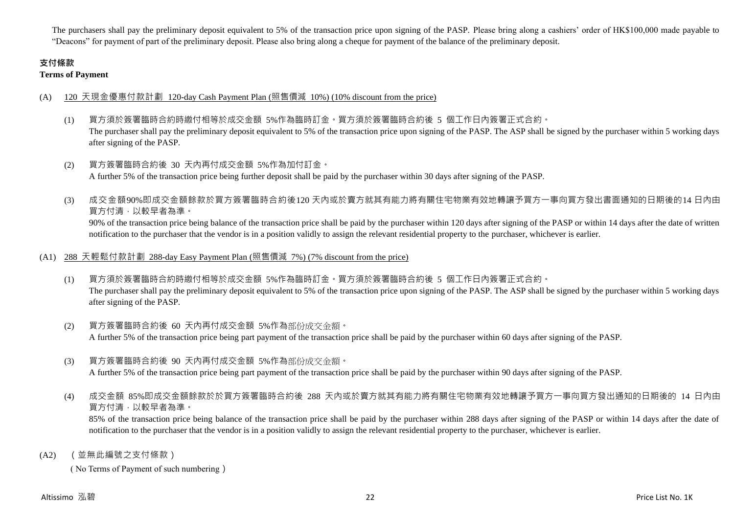The purchasers shall pay the preliminary deposit equivalent to 5% of the transaction price upon signing of the PASP. Please bring along a cashiers' order of HK$100,000 made payable to "Deacons" for payment of part of the preliminary deposit. Please also bring along a cheque for payment of the balance of the preliminary deposit.

## 支付條款
**Terms of Payment**

(A) 120 天現金優惠付款計劃 120-day Cash Payment Plan (照售價減 10%) (10% discount from the price)

(1) 買方須於簽署臨時合約時繳付相等於成交金額 5%作為臨時訂金。買方須於簽署臨時合約後 5 個工作日內簽署正式合約。
The purchaser shall pay the preliminary deposit equivalent to 5% of the transaction price upon signing of the PASP. The ASP shall be signed by the purchaser within 5 working days after signing of the PASP.

(2) 買方簽署臨時合約後 30 天內再付成交金額 5%作為加付訂金。
A further 5% of the transaction price being further deposit shall be paid by the purchaser within 30 days after signing of the PASP.

(3) 成交金額90%即成交金額餘款於買方簽署臨時合約後120 天內或於賣方就其有能力將有關住宅物業有效地轉讓予買方一事向買方發出書面通知的日期後的14 日內由買方付清，以較早者為準。
90% of the transaction price being balance of the transaction price shall be paid by the purchaser within 120 days after signing of the PASP or within 14 days after the date of written notification to the purchaser that the vendor is in a position validly to assign the relevant residential property to the purchaser, whichever is earlier.

(A1) 288 天輕鬆付款計劃 288-day Easy Payment Plan (照售價減 7%) (7% discount from the price)

(1) 買方須於簽署臨時合約時繳付相等於成交金額 5%作為臨時訂金。買方須於簽署臨時合約後 5 個工作日內簽署正式合約。
The purchaser shall pay the preliminary deposit equivalent to 5% of the transaction price upon signing of the PASP. The ASP shall be signed by the purchaser within 5 working days after signing of the PASP.

(2) 買方簽署臨時合約後 60 天內再付成交金額 5%作為部份成交金額。
A further 5% of the transaction price being part payment of the transaction price shall be paid by the purchaser within 60 days after signing of the PASP.

(3) 買方簽署臨時合約後 90 天內再付成交金額 5%作為部份成交金額。
A further 5% of the transaction price being part payment of the transaction price shall be paid by the purchaser within 90 days after signing of the PASP.

(4) 成交金額 85%即成交金額餘款於於買方簽署臨時合約後 288 天內或於賣方就其有能力將有關住宅物業有效地轉讓予買方一事向買方發出通知的日期後的 14 日內由買方付清，以較早者為準。
85% of the transaction price being balance of the transaction price shall be paid by the purchaser within 288 days after signing of the PASP or within 14 days after the date of notification to the purchaser that the vendor is in a position validly to assign the relevant residential property to the purchaser, whichever is earlier.

(A2) （並無此編號之支付條款）
（No Terms of Payment of such numbering）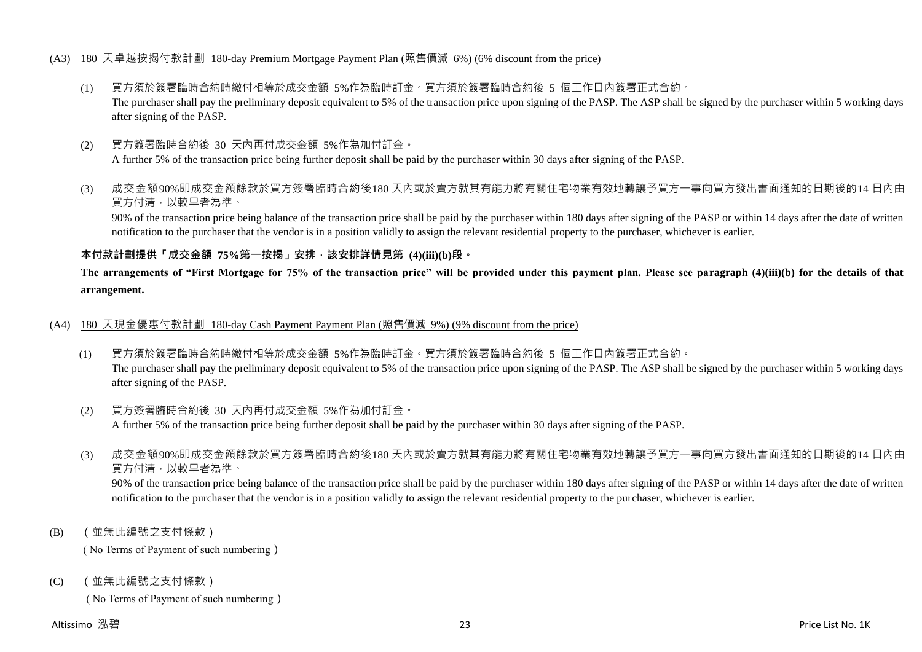(A3) 180 天卓越按揭付款計劃 180-day Premium Mortgage Payment Plan (照售價減 6%) (6% discount from the price)

(1) 買方須於簽署臨時合約時繳付相等於成交金額 5%作為臨時訂金。買方須於簽署臨時合約後 5 個工作日內簽署正式合約。
The purchaser shall pay the preliminary deposit equivalent to 5% of the transaction price upon signing of the PASP. The ASP shall be signed by the purchaser within 5 working days after signing of the PASP.

(2) 買方簽署臨時合約後 30 天內再付成交金額 5%作為加付訂金。
A further 5% of the transaction price being further deposit shall be paid by the purchaser within 30 days after signing of the PASP.

(3) 成交金額90%即成交金額餘款於買方簽署臨時合約後180 天內或於賣方就其有能力將有關住宅物業有效地轉讓予買方一事向買方發出書面通知的日期後的14 日內由買方付清，以較早者為準。
90% of the transaction price being balance of the transaction price shall be paid by the purchaser within 180 days after signing of the PASP or within 14 days after the date of written notification to the purchaser that the vendor is in a position validly to assign the relevant residential property to the purchaser, whichever is earlier.

**本付款計劃提供「成交金額 75%第一按揭」安排，該安排詳情見第 (4)(iii)(b)段。**

**The arrangements of "First Mortgage for 75% of the transaction price" will be provided under this payment plan. Please see paragraph (4)(iii)(b) for the details of that arrangement.**

(A4) 180 天現金優惠付款計劃 180-day Cash Payment Payment Plan (照售價減 9%) (9% discount from the price)

(1) 買方須於簽署臨時合約時繳付相等於成交金額 5%作為臨時訂金。買方須於簽署臨時合約後 5 個工作日內簽署正式合約。
The purchaser shall pay the preliminary deposit equivalent to 5% of the transaction price upon signing of the PASP. The ASP shall be signed by the purchaser within 5 working days after signing of the PASP.

(2) 買方簽署臨時合約後 30 天內再付成交金額 5%作為加付訂金。
A further 5% of the transaction price being further deposit shall be paid by the purchaser within 30 days after signing of the PASP.

(3) 成交金額90%即成交金額餘款於買方簽署臨時合約後180 天內或於賣方就其有能力將有關住宅物業有效地轉讓予買方一事向買方發出書面通知的日期後的14 日內由買方付清，以較早者為準。
90% of the transaction price being balance of the transaction price shall be paid by the purchaser within 180 days after signing of the PASP or within 14 days after the date of written notification to the purchaser that the vendor is in a position validly to assign the relevant residential property to the purchaser, whichever is earlier.

(B) （並無此編號之支付條款）
（No Terms of Payment of such numbering）

(C) （並無此編號之支付條款）
（No Terms of Payment of such numbering）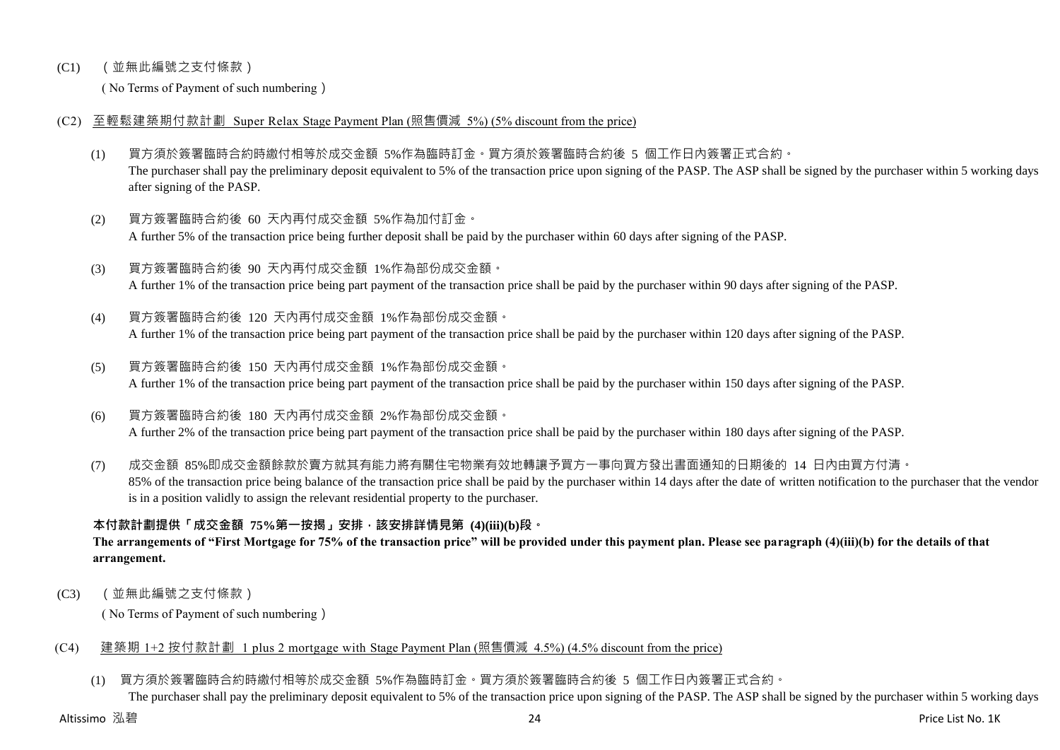(C1) （並無此編號之支付條款）

（No Terms of Payment of such numbering）

(C2) 至輕鬆建築期付款計劃 Super Relax Stage Payment Plan (照售價減 5%) (5% discount from the price)

(1) 買方須於簽署臨時合約時繳付相等於成交金額 5%作為臨時訂金。買方須於簽署臨時合約後 5 個工作日內簽署正式合約。
The purchaser shall pay the preliminary deposit equivalent to 5% of the transaction price upon signing of the PASP. The ASP shall be signed by the purchaser within 5 working days after signing of the PASP.

(2) 買方簽署臨時合約後 60 天內再付成交金額 5%作為加付訂金。
A further 5% of the transaction price being further deposit shall be paid by the purchaser within 60 days after signing of the PASP.

(3) 買方簽署臨時合約後 90 天內再付成交金額 1%作為部份成交金額。
A further 1% of the transaction price being part payment of the transaction price shall be paid by the purchaser within 90 days after signing of the PASP.

(4) 買方簽署臨時合約後 120 天內再付成交金額 1%作為部份成交金額。
A further 1% of the transaction price being part payment of the transaction price shall be paid by the purchaser within 120 days after signing of the PASP.

(5) 買方簽署臨時合約後 150 天內再付成交金額 1%作為部份成交金額。
A further 1% of the transaction price being part payment of the transaction price shall be paid by the purchaser within 150 days after signing of the PASP.

(6) 買方簽署臨時合約後 180 天內再付成交金額 2%作為部份成交金額。
A further 2% of the transaction price being part payment of the transaction price shall be paid by the purchaser within 180 days after signing of the PASP.

(7) 成交金額 85%即成交金額餘款於賣方就其有能力將有關住宅物業有效地轉讓予買方一事向買方發出書面通知的日期後的 14 日內由買方付清。
85% of the transaction price being balance of the transaction price shall be paid by the purchaser within 14 days after the date of written notification to the purchaser that the vendor is in a position validly to assign the relevant residential property to the purchaser.

**本付款計劃提供「成交金額 75%第一按揭」安排，該安排詳情見第 (4)(iii)(b)段。**
**The arrangements of "First Mortgage for 75% of the transaction price" will be provided under this payment plan. Please see paragraph (4)(iii)(b) for the details of that arrangement.**

(C3) （並無此編號之支付條款）

（No Terms of Payment of such numbering）

(C4) 建築期 1+2 按付款計劃 1 plus 2 mortgage with Stage Payment Plan (照售價減 4.5%) (4.5% discount from the price)

(1) 買方須於簽署臨時合約時繳付相等於成交金額 5%作為臨時訂金。買方須於簽署臨時合約後 5 個工作日內簽署正式合約。
The purchaser shall pay the preliminary deposit equivalent to 5% of the transaction price upon signing of the PASP. The ASP shall be signed by the purchaser within 5 working days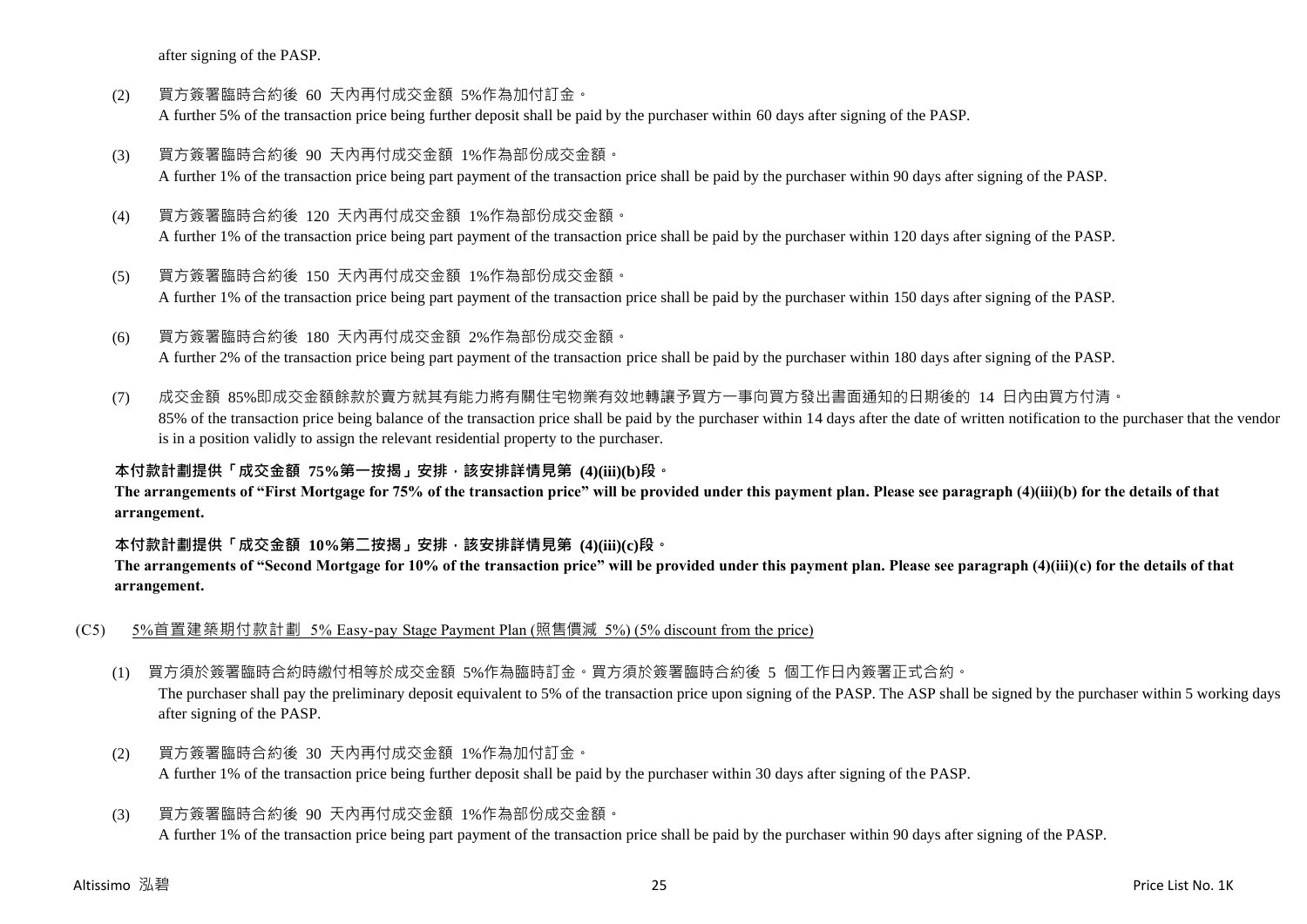after signing of the PASP.

(2) 買方簽署臨時合約後 60 天內再付成交金額 5%作為加付訂金。
A further 5% of the transaction price being further deposit shall be paid by the purchaser within 60 days after signing of the PASP.

(3) 買方簽署臨時合約後 90 天內再付成交金額 1%作為部份成交金額。
A further 1% of the transaction price being part payment of the transaction price shall be paid by the purchaser within 90 days after signing of the PASP.

(4) 買方簽署臨時合約後 120 天內再付成交金額 1%作為部份成交金額。
A further 1% of the transaction price being part payment of the transaction price shall be paid by the purchaser within 120 days after signing of the PASP.

(5) 買方簽署臨時合約後 150 天內再付成交金額 1%作為部份成交金額。
A further 1% of the transaction price being part payment of the transaction price shall be paid by the purchaser within 150 days after signing of the PASP.

(6) 買方簽署臨時合約後 180 天內再付成交金額 2%作為部份成交金額。
A further 2% of the transaction price being part payment of the transaction price shall be paid by the purchaser within 180 days after signing of the PASP.

(7) 成交金額 85%即成交金額餘款於賣方就其有能力將有關住宅物業有效地轉讓予買方一事向買方發出書面通知的日期後的 14 日內由買方付清。
85% of the transaction price being balance of the transaction price shall be paid by the purchaser within 14 days after the date of written notification to the purchaser that the vendor is in a position validly to assign the relevant residential property to the purchaser.

**本付款計劃提供「成交金額 75%第一按揭」安排，該安排詳情見第 (4)(iii)(b)段。**
**The arrangements of "First Mortgage for 75% of the transaction price" will be provided under this payment plan. Please see paragraph (4)(iii)(b) for the details of that arrangement.**

**本付款計劃提供「成交金額 10%第二按揭」安排，該安排詳情見第 (4)(iii)(c)段。**
**The arrangements of "Second Mortgage for 10% of the transaction price" will be provided under this payment plan. Please see paragraph (4)(iii)(c) for the details of that arrangement.**

(C5) 5%首置建築期付款計劃 5% Easy-pay Stage Payment Plan (照售價減 5%) (5% discount from the price)

(1) 買方須於簽署臨時合約時繳付相等於成交金額 5%作為臨時訂金。買方須於簽署臨時合約後 5 個工作日內簽署正式合約。
The purchaser shall pay the preliminary deposit equivalent to 5% of the transaction price upon signing of the PASP. The ASP shall be signed by the purchaser within 5 working days after signing of the PASP.

(2) 買方簽署臨時合約後 30 天內再付成交金額 1%作為加付訂金。
A further 1% of the transaction price being further deposit shall be paid by the purchaser within 30 days after signing of the PASP.

(3) 買方簽署臨時合約後 90 天內再付成交金額 1%作為部份成交金額。
A further 1% of the transaction price being part payment of the transaction price shall be paid by the purchaser within 90 days after signing of the PASP.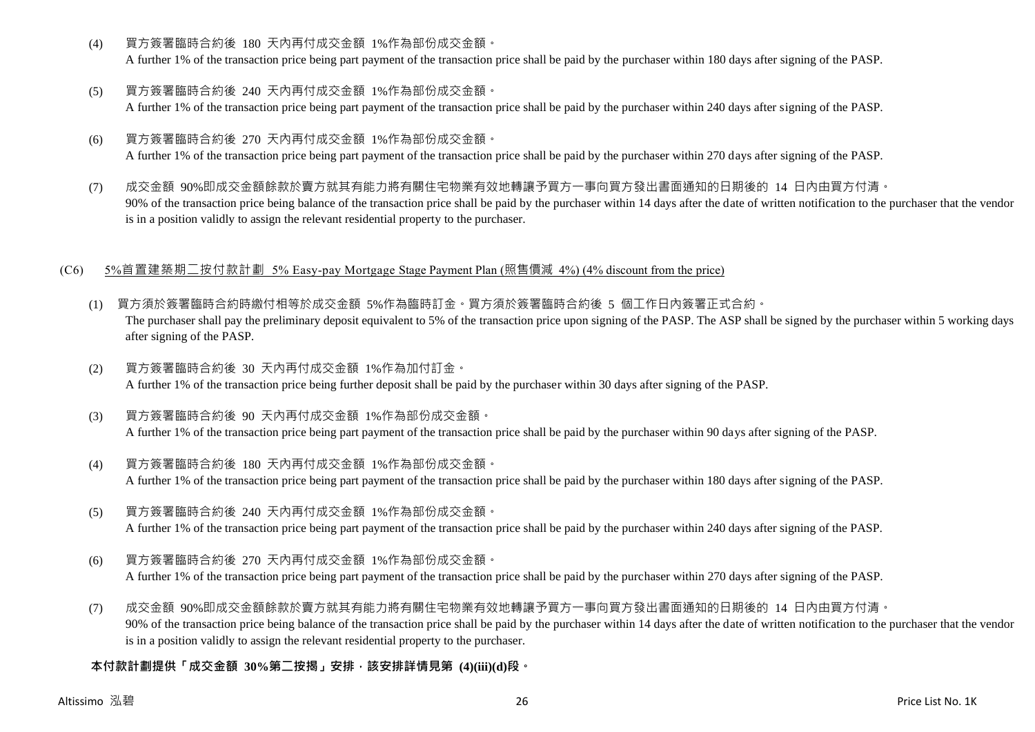(4) 買方簽署臨時合約後 180 天內再付成交金額 1%作為部份成交金額。
A further 1% of the transaction price being part payment of the transaction price shall be paid by the purchaser within 180 days after signing of the PASP.

(5) 買方簽署臨時合約後 240 天內再付成交金額 1%作為部份成交金額。
A further 1% of the transaction price being part payment of the transaction price shall be paid by the purchaser within 240 days after signing of the PASP.

(6) 買方簽署臨時合約後 270 天內再付成交金額 1%作為部份成交金額。
A further 1% of the transaction price being part payment of the transaction price shall be paid by the purchaser within 270 days after signing of the PASP.

(7) 成交金額 90%即成交金額餘款於賣方就其有能力將有關住宅物業有效地轉讓予買方一事向買方發出書面通知的日期後的 14 日內由買方付清。
90% of the transaction price being balance of the transaction price shall be paid by the purchaser within 14 days after the date of written notification to the purchaser that the vendor is in a position validly to assign the relevant residential property to the purchaser.

(C6) 5%首置建築期二按付款計劃 5% Easy-pay Mortgage Stage Payment Plan (照售價減 4%) (4% discount from the price)

(1) 買方須於簽署臨時合約時繳付相等於成交金額 5%作為臨時訂金。買方須於簽署臨時合約後 5 個工作日內簽署正式合約。
The purchaser shall pay the preliminary deposit equivalent to 5% of the transaction price upon signing of the PASP. The ASP shall be signed by the purchaser within 5 working days after signing of the PASP.

(2) 買方簽署臨時合約後 30 天內再付成交金額 1%作為加付訂金。
A further 1% of the transaction price being further deposit shall be paid by the purchaser within 30 days after signing of the PASP.

(3) 買方簽署臨時合約後 90 天內再付成交金額 1%作為部份成交金額。
A further 1% of the transaction price being part payment of the transaction price shall be paid by the purchaser within 90 days after signing of the PASP.

(4) 買方簽署臨時合約後 180 天內再付成交金額 1%作為部份成交金額。
A further 1% of the transaction price being part payment of the transaction price shall be paid by the purchaser within 180 days after signing of the PASP.

(5) 買方簽署臨時合約後 240 天內再付成交金額 1%作為部份成交金額。
A further 1% of the transaction price being part payment of the transaction price shall be paid by the purchaser within 240 days after signing of the PASP.

(6) 買方簽署臨時合約後 270 天內再付成交金額 1%作為部份成交金額。
A further 1% of the transaction price being part payment of the transaction price shall be paid by the purchaser within 270 days after signing of the PASP.

(7) 成交金額 90%即成交金額餘款於賣方就其有能力將有關住宅物業有效地轉讓予買方一事向買方發出書面通知的日期後的 14 日內由買方付清。
90% of the transaction price being balance of the transaction price shall be paid by the purchaser within 14 days after the date of written notification to the purchaser that the vendor is in a position validly to assign the relevant residential property to the purchaser.

**本付款計劃提供「成交金額 30%第二按揭」安排，該安排詳情見第 (4)(iii)(d)段。**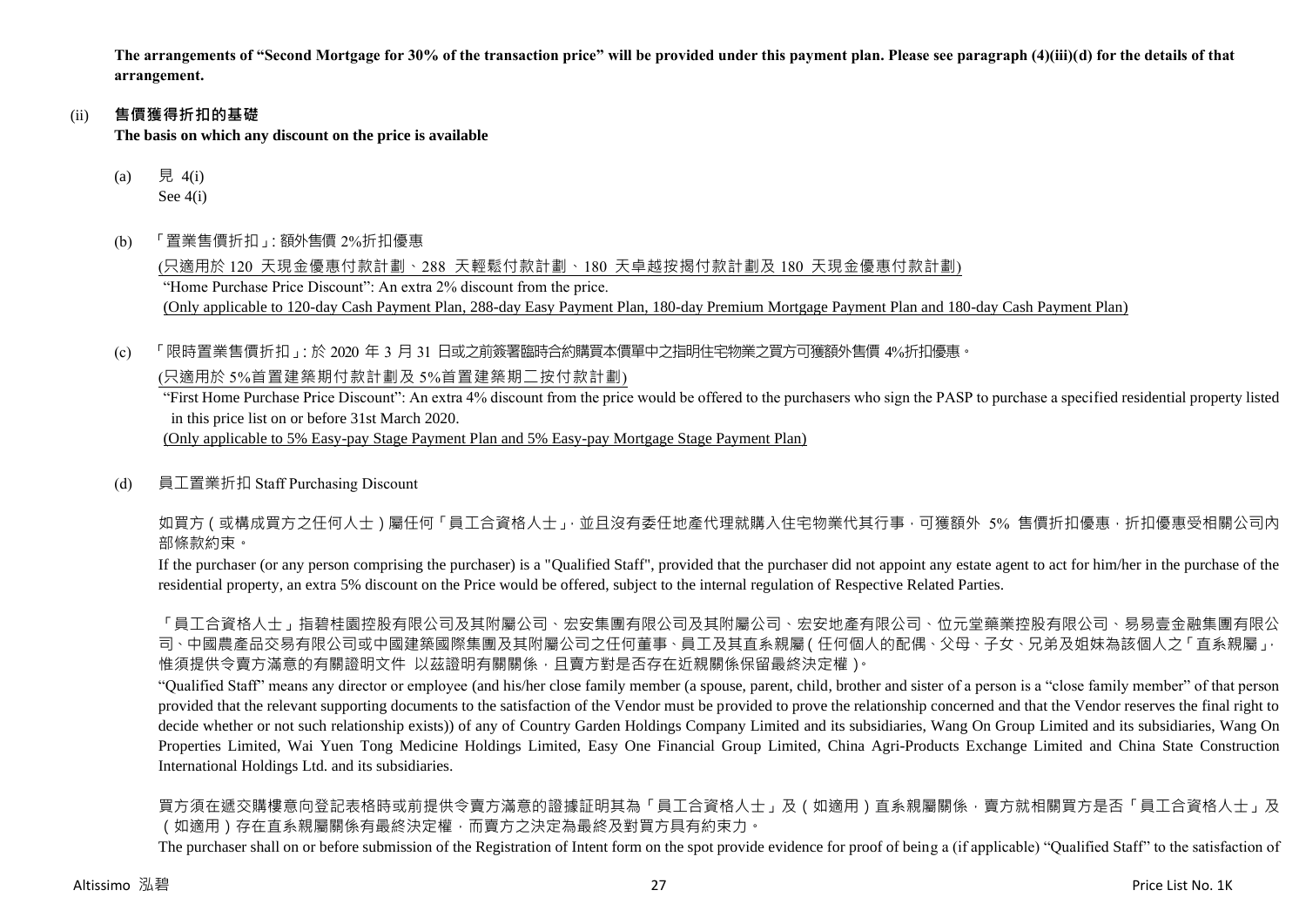**The arrangements of "Second Mortgage for 30% of the transaction price" will be provided under this payment plan. Please see paragraph (4)(iii)(d) for the details of that arrangement.**

(ii) **售價獲得折扣的基礎**

**The basis on which any discount on the price is available**

(a) 見 4(i)
See 4(i)

(b) 「置業售價折扣」: 額外售價 2%折扣優惠

(只適用於 120 天現金優惠付款計劃、288 天輕鬆付款計劃、180 天卓越按揭付款計劃及 180 天現金優惠付款計劃)

"Home Purchase Price Discount": An extra 2% discount from the price.

(Only applicable to 120-day Cash Payment Plan, 288-day Easy Payment Plan, 180-day Premium Mortgage Payment Plan and 180-day Cash Payment Plan)

(c) 「限時置業售價折扣」: 於 2020 年 3 月 31 日或之前簽署臨時合約購買本價單中之指明住宅物業之買方可獲額外售價 4%折扣優惠。

(只適用於 5%首置建築期付款計劃及 5%首置建築期二按付款計劃)

"First Home Purchase Price Discount": An extra 4% discount from the price would be offered to the purchasers who sign the PASP to purchase a specified residential property listed in this price list on or before 31st March 2020.

(Only applicable to 5% Easy-pay Stage Payment Plan and 5% Easy-pay Mortgage Stage Payment Plan)

(d) 員工置業折扣 Staff Purchasing Discount

如買方(或構成買方之任何人士)屬任何「員工合資格人士」，並且沒有委任地產代理就購入住宅物業代其行事，可獲額外 5% 售價折扣優惠，折扣優惠受相關公司內部條款約束。

If the purchaser (or any person comprising the purchaser) is a "Qualified Staff", provided that the purchaser did not appoint any estate agent to act for him/her in the purchase of the residential property, an extra 5% discount on the Price would be offered, subject to the internal regulation of Respective Related Parties.

「員工合資格人士」指碧桂園控股有限公司及其附屬公司、宏安集團有限公司及其附屬公司、宏安地產有限公司、位元堂藥業控股有限公司、易易壹金融集團有限公司、中國農產品交易有限公司或中國建築國際集團及其附屬公司之任何董事、員工及其直系親屬(任何個人的配偶、父母、子女、兄弟及姐妹為該個人之「直系親屬」，惟須提供令賣方滿意的有關證明文件 以茲證明有關關係，且賣方對是否存在近親關係保留最終決定權)。

"Qualified Staff" means any director or employee (and his/her close family member (a spouse, parent, child, brother and sister of a person is a "close family member" of that person provided that the relevant supporting documents to the satisfaction of the Vendor must be provided to prove the relationship concerned and that the Vendor reserves the final right to decide whether or not such relationship exists)) of any of Country Garden Holdings Company Limited and its subsidiaries, Wang On Group Limited and its subsidiaries, Wang On Properties Limited, Wai Yuen Tong Medicine Holdings Limited, Easy One Financial Group Limited, China Agri-Products Exchange Limited and China State Construction International Holdings Ltd. and its subsidiaries.

買方須在遞交購樓意向登記表格時或前提供令賣方滿意的證據証明其為「員工合資格人士」及(如適用)直系親屬關係，賣方就相關買方是否「員工合資格人士」及(如適用)存在直系親屬關係有最終決定權，而賣方之決定為最終及對買方具有約束力。

The purchaser shall on or before submission of the Registration of Intent form on the spot provide evidence for proof of being a (if applicable) "Qualified Staff" to the satisfaction of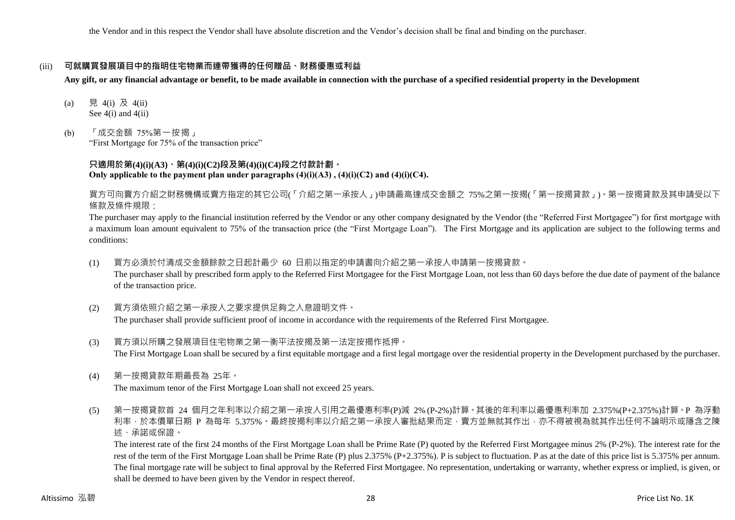the Vendor and in this respect the Vendor shall have absolute discretion and the Vendor's decision shall be final and binding on the purchaser.

(iii) **可就購買發展項目中的指明住宅物業而連帶獲得的任何贈品、財務優惠或利益**

**Any gift, or any financial advantage or benefit, to be made available in connection with the purchase of a specified residential property in the Development**

(a) 見 4(i) 及 4(ii)
See 4(i) and 4(ii)

(b) 「成交金額 75%第一按揭」
"First Mortgage for 75% of the transaction price"

**只適用於第(4)(i)(A3)、第(4)(i)(C2)段及第(4)(i)(C4)段之付款計劃。**
**Only applicable to the payment plan under paragraphs (4)(i)(A3) , (4)(i)(C2) and (4)(i)(C4).**

買方可向賣方介紹之財務機構或賣方指定的其它公司(「介紹之第一承按人」)申請最高達成交金額之 75%之第一按揭(「第一按揭貸款」)。第一按揭貸款及其申請受以下條款及條件規限：

The purchaser may apply to the financial institution referred by the Vendor or any other company designated by the Vendor (the "Referred First Mortgagee") for first mortgage with a maximum loan amount equivalent to 75% of the transaction price (the "First Mortgage Loan"). The First Mortgage and its application are subject to the following terms and conditions:

(1) 買方必須於付清成交金額餘款之日起計最少 60 日前以指定的申請書向介紹之第一承按人申請第一按揭貸款。
The purchaser shall by prescribed form apply to the Referred First Mortgagee for the First Mortgage Loan, not less than 60 days before the due date of payment of the balance of the transaction price.

(2) 買方須依照介紹之第一承按人之要求提供足夠之入息證明文件。
The purchaser shall provide sufficient proof of income in accordance with the requirements of the Referred First Mortgagee.

(3) 買方須以所購之發展項目住宅物業之第一衡平法按揭及第一法定按揭作抵押。
The First Mortgage Loan shall be secured by a first equitable mortgage and a first legal mortgage over the residential property in the Development purchased by the purchaser.

(4) 第一按揭貸款年期最長為 25年。
The maximum tenor of the First Mortgage Loan shall not exceed 25 years.

(5) 第一按揭貸款首 24 個月之年利率以介紹之第一承按人引用之最優惠利率(P)減 2% (P-2%)計算。其後的年利率以最優惠利率加 2.375%(P+2.375%)計算。P 為浮動利率，於本價單日期 P 為每年 5.375%。最終按揭利率以介紹之第一承按人審批結果而定，賣方並無就其作出，亦不得被視為就其作出任何不論明示或隱含之陳述、承諾或保證。
The interest rate of the first 24 months of the First Mortgage Loan shall be Prime Rate (P) quoted by the Referred First Mortgagee minus 2% (P-2%). The interest rate for the rest of the term of the First Mortgage Loan shall be Prime Rate (P) plus 2.375% (P+2.375%). P is subject to fluctuation. P as at the date of this price list is 5.375% per annum. The final mortgage rate will be subject to final approval by the Referred First Mortgagee. No representation, undertaking or warranty, whether express or implied, is given, or shall be deemed to have been given by the Vendor in respect thereof.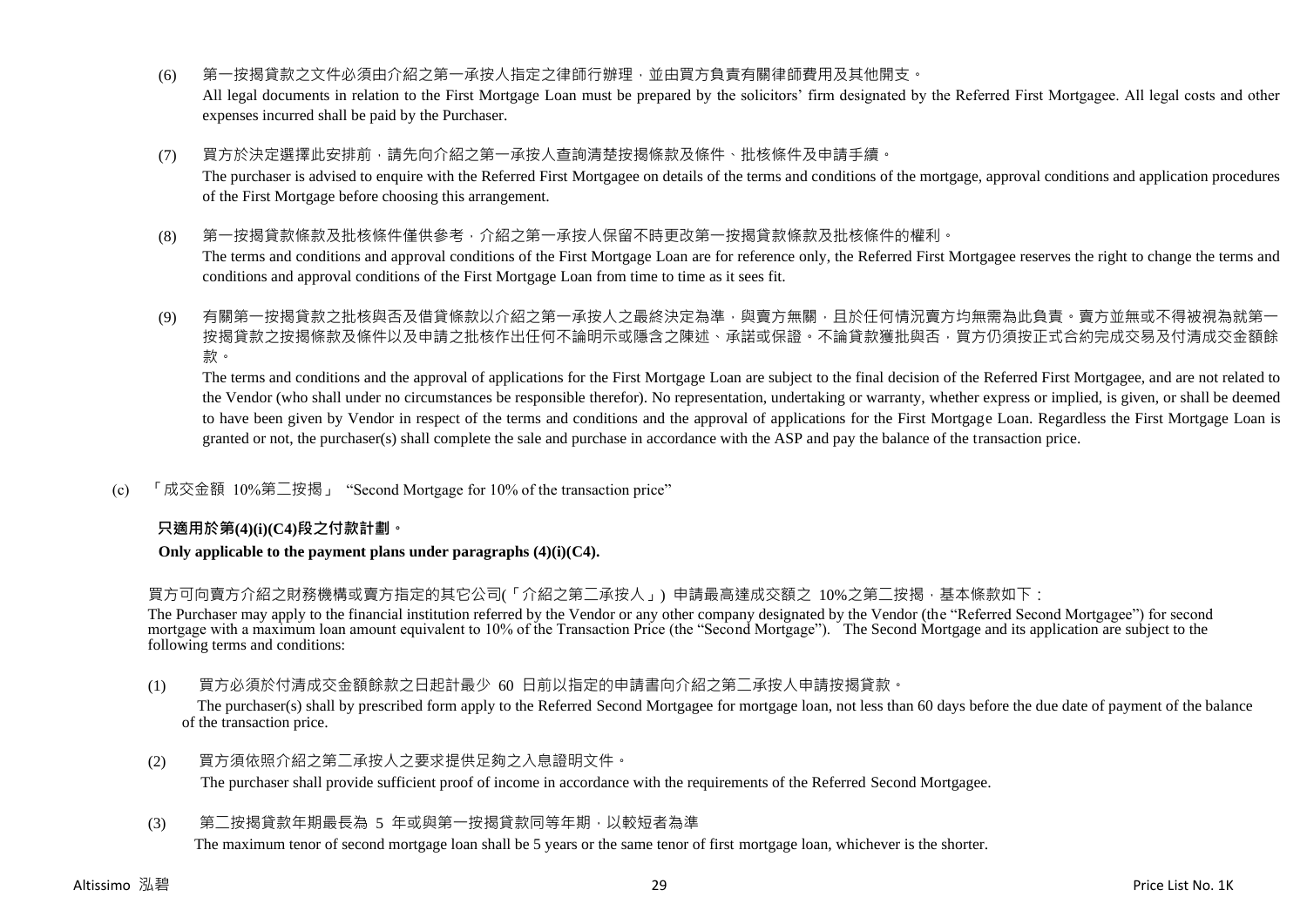(6) 第一按揭貸款之文件必須由介紹之第一承按人指定之律師行辦理，並由買方負責有關律師費用及其他開支。

All legal documents in relation to the First Mortgage Loan must be prepared by the solicitors' firm designated by the Referred First Mortgagee. All legal costs and other expenses incurred shall be paid by the Purchaser.

(7) 買方於決定選擇此安排前，請先向介紹之第一承按人查詢清楚按揭條款及條件、批核條件及申請手續。

The purchaser is advised to enquire with the Referred First Mortgagee on details of the terms and conditions of the mortgage, approval conditions and application procedures of the First Mortgage before choosing this arrangement.

(8) 第一按揭貸款條款及批核條件僅供參考，介紹之第一承按人保留不時更改第一按揭貸款條款及批核條件的權利。

The terms and conditions and approval conditions of the First Mortgage Loan are for reference only, the Referred First Mortgagee reserves the right to change the terms and conditions and approval conditions of the First Mortgage Loan from time to time as it sees fit.

(9) 有關第一按揭貸款之批核與否及借貸條款以介紹之第一承按人之最終決定為準，與賣方無關，且於任何情況賣方均無需為此負責。賣方並無或不得被視為就第一按揭貸款之按揭條款及條件以及申請之批核作出任何不論明示或隱含之陳述、承諾或保證。不論貸款獲批與否，買方仍須按正式合約完成交易及付清成交金額餘款。

The terms and conditions and the approval of applications for the First Mortgage Loan are subject to the final decision of the Referred First Mortgagee, and are not related to the Vendor (who shall under no circumstances be responsible therefor). No representation, undertaking or warranty, whether express or implied, is given, or shall be deemed to have been given by Vendor in respect of the terms and conditions and the approval of applications for the First Mortgage Loan. Regardless the First Mortgage Loan is granted or not, the purchaser(s) shall complete the sale and purchase in accordance with the ASP and pay the balance of the transaction price.

(c) 「成交金額 10%第二按揭」 "Second Mortgage for 10% of the transaction price"

**只適用於第(4)(i)(C4)段之付款計劃。**

**Only applicable to the payment plans under paragraphs (4)(i)(C4).**

買方可向賣方介紹之財務機構或賣方指定的其它公司(「介紹之第二承按人」) 申請最高達成交額之 10%之第二按揭，基本條款如下：

The Purchaser may apply to the financial institution referred by the Vendor or any other company designated by the Vendor (the "Referred Second Mortgagee") for second mortgage with a maximum loan amount equivalent to 10% of the Transaction Price (the "Second Mortgage"). The Second Mortgage and its application are subject to the following terms and conditions:

(1) 買方必須於付清成交金額餘款之日起計最少 60 日前以指定的申請書向介紹之第二承按人申請按揭貸款。

The purchaser(s) shall by prescribed form apply to the Referred Second Mortgagee for mortgage loan, not less than 60 days before the due date of payment of the balance of the transaction price.

(2) 買方須依照介紹之第二承按人之要求提供足夠之入息證明文件。

The purchaser shall provide sufficient proof of income in accordance with the requirements of the Referred Second Mortgagee.

(3) 第二按揭貸款年期最長為 5 年或與第一按揭貸款同等年期，以較短者為準

The maximum tenor of second mortgage loan shall be 5 years or the same tenor of first mortgage loan, whichever is the shorter.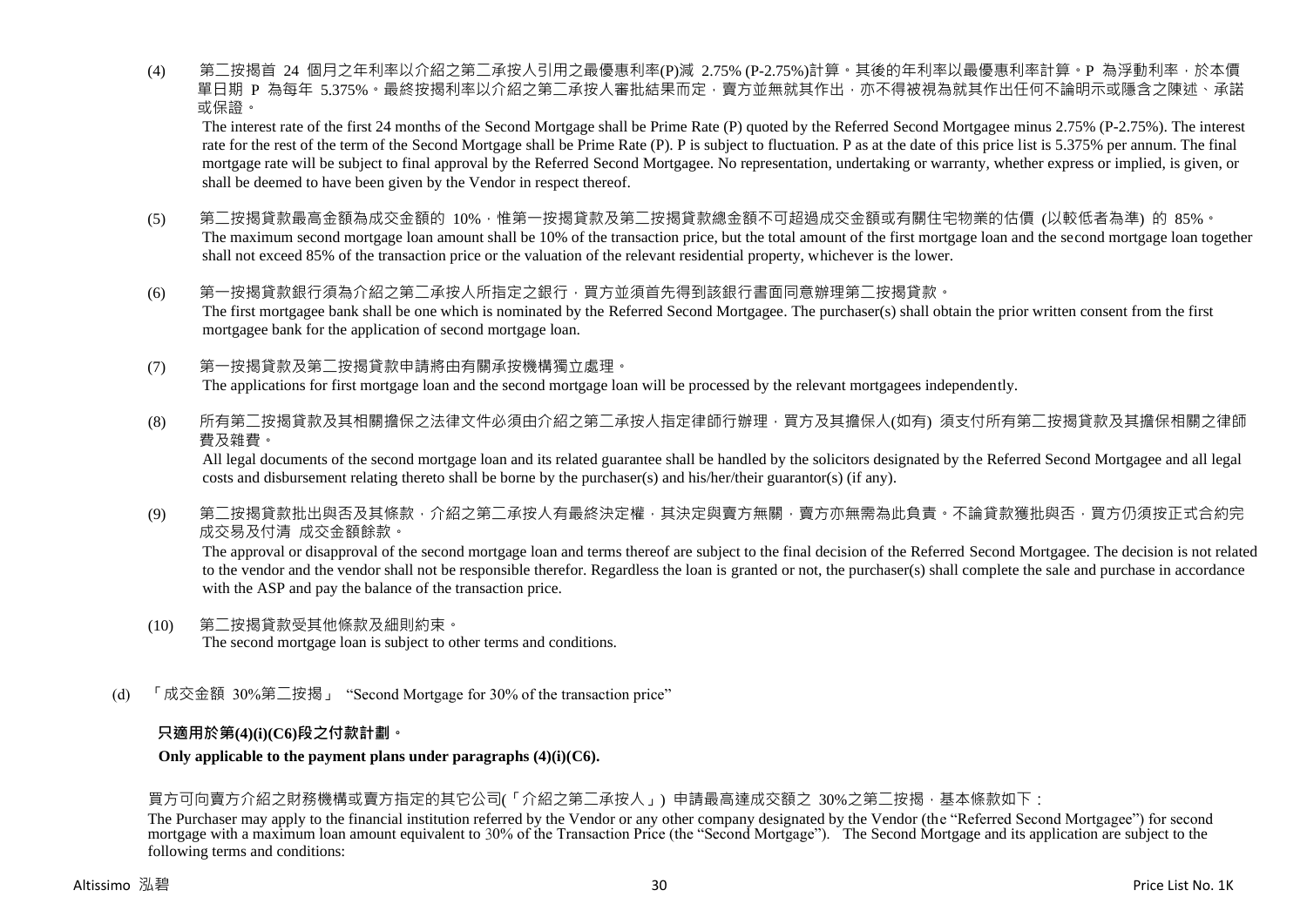(4) 第二按揭首 24 個月之年利率以介紹之第二承按人引用之最優惠利率(P)減 2.75% (P-2.75%)計算。其後的年利率以最優惠利率計算。P 為浮動利率，於本價單日期 P 為每年 5.375%。最終按揭利率以介紹之第二承按人審批結果而定，賣方並無就其作出，亦不得被視為就其作出任何不論明示或隱含之陳述、承諾或保證。

The interest rate of the first 24 months of the Second Mortgage shall be Prime Rate (P) quoted by the Referred Second Mortgagee minus 2.75% (P-2.75%). The interest rate for the rest of the term of the Second Mortgage shall be Prime Rate (P). P is subject to fluctuation. P as at the date of this price list is 5.375% per annum. The final mortgage rate will be subject to final approval by the Referred Second Mortgagee. No representation, undertaking or warranty, whether express or implied, is given, or shall be deemed to have been given by the Vendor in respect thereof.

(5) 第二按揭貸款最高金額為成交金額的 10%，惟第一按揭貸款及第二按揭貸款總金額不可超過成交金額或有關住宅物業的估價 (以較低者為準) 的 85%。

The maximum second mortgage loan amount shall be 10% of the transaction price, but the total amount of the first mortgage loan and the second mortgage loan together shall not exceed 85% of the transaction price or the valuation of the relevant residential property, whichever is the lower.

(6) 第一按揭貸款銀行須為介紹之第二承按人所指定之銀行，買方並須首先得到該銀行書面同意辦理第二按揭貸款。

The first mortgagee bank shall be one which is nominated by the Referred Second Mortgagee. The purchaser(s) shall obtain the prior written consent from the first mortgagee bank for the application of second mortgage loan.

(7) 第一按揭貸款及第二按揭貸款申請將由有關承按機構獨立處理。

The applications for first mortgage loan and the second mortgage loan will be processed by the relevant mortgagees independently.

(8) 所有第二按揭貸款及其相關擔保之法律文件必須由介紹之第二承按人指定律師行辦理，買方及其擔保人(如有) 須支付所有第二按揭貸款及其擔保相關之律師費及雜費。

All legal documents of the second mortgage loan and its related guarantee shall be handled by the solicitors designated by the Referred Second Mortgagee and all legal costs and disbursement relating thereto shall be borne by the purchaser(s) and his/her/their guarantor(s) (if any).

(9) 第二按揭貸款批出與否及其條款，介紹之第二承按人有最終決定權，其決定與賣方無關，賣方亦無需為此負責。不論貸款獲批與否，買方仍須按正式合約完成交易及付清 成交金額餘款。

The approval or disapproval of the second mortgage loan and terms thereof are subject to the final decision of the Referred Second Mortgagee. The decision is not related to the vendor and the vendor shall not be responsible therefor. Regardless the loan is granted or not, the purchaser(s) shall complete the sale and purchase in accordance with the ASP and pay the balance of the transaction price.

(10) 第二按揭貸款受其他條款及細則約束。

The second mortgage loan is subject to other terms and conditions.

(d) 「成交金額 30%第二按揭」 "Second Mortgage for 30% of the transaction price"

**只適用於第(4)(i)(C6)段之付款計劃。**

**Only applicable to the payment plans under paragraphs (4)(i)(C6).**

買方可向賣方介紹之財務機構或賣方指定的其它公司(「介紹之第二承按人」) 申請最高達成交額之 30%之第二按揭，基本條款如下：

The Purchaser may apply to the financial institution referred by the Vendor or any other company designated by the Vendor (the "Referred Second Mortgagee") for second mortgage with a maximum loan amount equivalent to 30% of the Transaction Price (the "Second Mortgage"). The Second Mortgage and its application are subject to the following terms and conditions: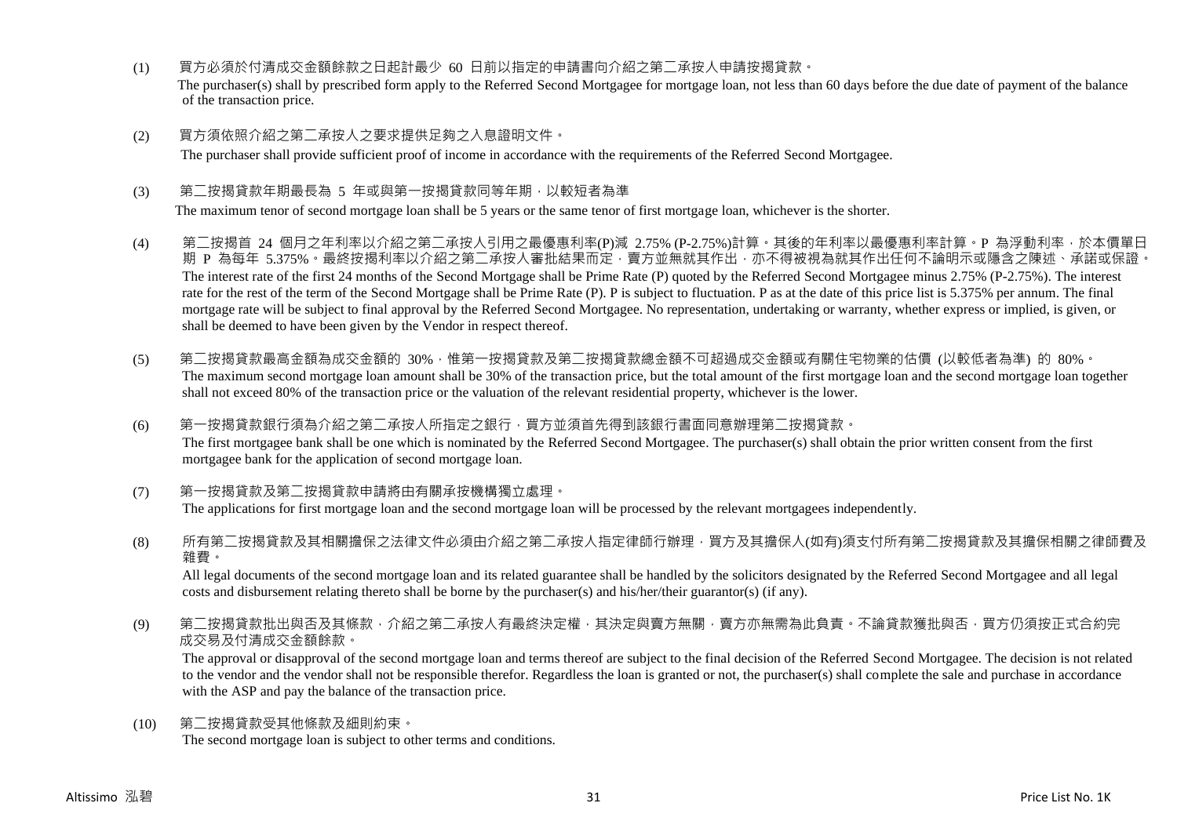(1) 買方必須於付清成交金額餘款之日起計最少 60 日前以指定的申請書向介紹之第二承按人申請按揭貸款。

The purchaser(s) shall by prescribed form apply to the Referred Second Mortgagee for mortgage loan, not less than 60 days before the due date of payment of the balance of the transaction price.

(2) 買方須依照介紹之第二承按人之要求提供足夠之入息證明文件。

The purchaser shall provide sufficient proof of income in accordance with the requirements of the Referred Second Mortgagee.

(3) 第二按揭貸款年期最長為 5 年或與第一按揭貸款同等年期，以較短者為準

The maximum tenor of second mortgage loan shall be 5 years or the same tenor of first mortgage loan, whichever is the shorter.

(4) 第二按揭首 24 個月之年利率以介紹之第二承按人引用之最優惠利率(P)減 2.75% (P-2.75%)計算。其後的年利率以最優惠利率計算。P 為浮動利率，於本價單日期 P 為每年 5.375%。最終按揭利率以介紹之第二承按人審批結果而定，賣方並無就其作出，亦不得被視為就其作出任何不論明示或隱含之陳述、承諾或保證。

The interest rate of the first 24 months of the Second Mortgage shall be Prime Rate (P) quoted by the Referred Second Mortgagee minus 2.75% (P-2.75%). The interest rate for the rest of the term of the Second Mortgage shall be Prime Rate (P). P is subject to fluctuation. P as at the date of this price list is 5.375% per annum. The final mortgage rate will be subject to final approval by the Referred Second Mortgagee. No representation, undertaking or warranty, whether express or implied, is given, or shall be deemed to have been given by the Vendor in respect thereof.

(5) 第二按揭貸款最高金額為成交金額的 30%，惟第一按揭貸款及第二按揭貸款總金額不可超過成交金額或有關住宅物業的估價 (以較低者為準) 的 80%。

The maximum second mortgage loan amount shall be 30% of the transaction price, but the total amount of the first mortgage loan and the second mortgage loan together shall not exceed 80% of the transaction price or the valuation of the relevant residential property, whichever is the lower.

(6) 第一按揭貸款銀行須為介紹之第二承按人所指定之銀行，買方並須首先得到該銀行書面同意辦理第二按揭貸款。

The first mortgagee bank shall be one which is nominated by the Referred Second Mortgagee. The purchaser(s) shall obtain the prior written consent from the first mortgagee bank for the application of second mortgage loan.

(7) 第一按揭貸款及第二按揭貸款申請將由有關承按機構獨立處理。

The applications for first mortgage loan and the second mortgage loan will be processed by the relevant mortgagees independently.

(8) 所有第二按揭貸款及其相關擔保之法律文件必須由介紹之第二承按人指定律師行辦理，買方及其擔保人(如有)須支付所有第二按揭貸款及其擔保相關之律師費及雜費。

All legal documents of the second mortgage loan and its related guarantee shall be handled by the solicitors designated by the Referred Second Mortgagee and all legal costs and disbursement relating thereto shall be borne by the purchaser(s) and his/her/their guarantor(s) (if any).

(9) 第二按揭貸款批出與否及其條款，介紹之第二承按人有最終決定權，其決定與賣方無關，賣方亦無需為此負責。不論貸款獲批與否，買方仍須按正式合約完成交易及付清成交金額餘款。

The approval or disapproval of the second mortgage loan and terms thereof are subject to the final decision of the Referred Second Mortgagee. The decision is not related to the vendor and the vendor shall not be responsible therefor. Regardless the loan is granted or not, the purchaser(s) shall complete the sale and purchase in accordance with the ASP and pay the balance of the transaction price.

(10) 第二按揭貸款受其他條款及細則約束。

The second mortgage loan is subject to other terms and conditions.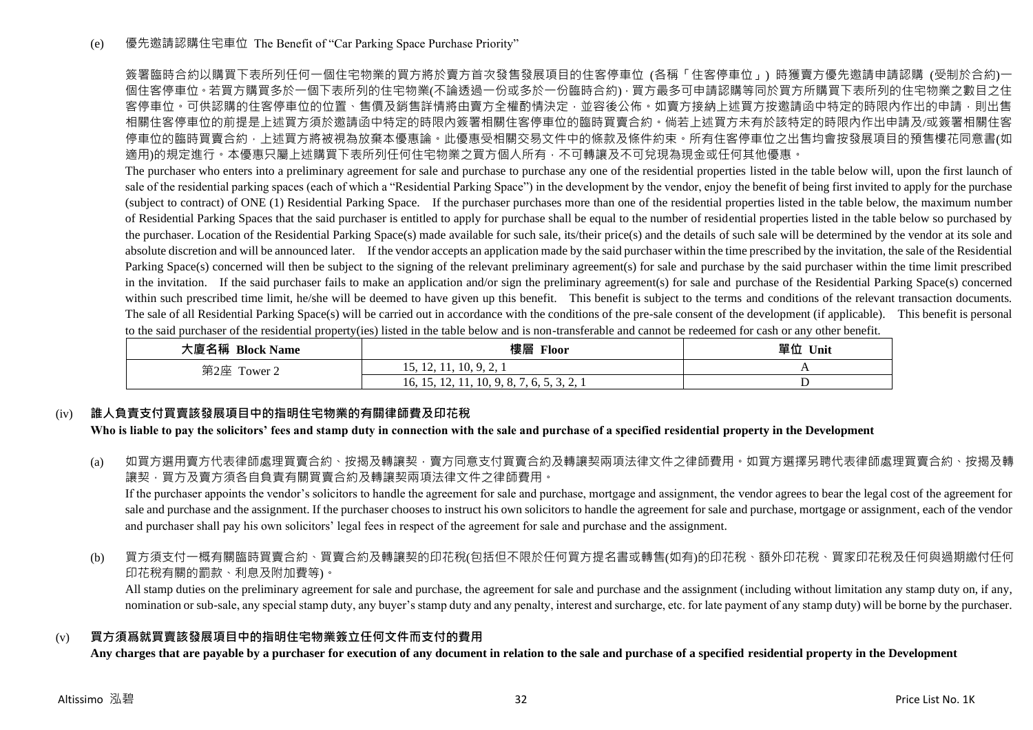(e) 優先邀請認購住宅車位 The Benefit of "Car Parking Space Purchase Priority"

簽署臨時合約以購買下表所列任何一個住宅物業的買方將於賣方首次發售發展項目的住客停車位 (各稱「住客停車位」) 時獲賣方優先邀請申請認購 (受制於合約)一個住客停車位。若買方購買多於一個下表所列的住宅物業(不論透過一份或多於一份臨時合約)，買方最多可申請認購等同於買方所購買下表所列的住宅物業之數目之住客停車位。可供認購的住客停車位的位置、售價及銷售詳情將由賣方全權酌情決定，並容後公佈。如賣方接納上述買方按邀請函中特定的時限內作出的申請，則出售相關住客停車位的前提是上述買方須於邀請函中特定的時限內簽署相關住客停車位的臨時買賣合約。倘若上述買方未有於該特定的時限內作出申請及/或簽署相關住客停車位的臨時買賣合約，上述買方將被視為放棄本優惠論。此優惠受相關交易文件中的條款及條件約束。所有住客停車位之出售均會按發展項目的預售樓花同意書(如適用)的規定進行。本優惠只屬上述購買下表所列任何住宅物業之買方個人所有，不可轉讓及不可兌現為現金或任何其他優惠。

The purchaser who enters into a preliminary agreement for sale and purchase to purchase any one of the residential properties listed in the table below will, upon the first launch of sale of the residential parking spaces (each of which a "Residential Parking Space") in the development by the vendor, enjoy the benefit of being first invited to apply for the purchase (subject to contract) of ONE (1) Residential Parking Space. If the purchaser purchases more than one of the residential properties listed in the table below, the maximum number of Residential Parking Spaces that the said purchaser is entitled to apply for purchase shall be equal to the number of residential properties listed in the table below so purchased by the purchaser. Location of the Residential Parking Space(s) made available for such sale, its/their price(s) and the details of such sale will be determined by the vendor at its sole and absolute discretion and will be announced later. If the vendor accepts an application made by the said purchaser within the time prescribed by the invitation, the sale of the Residential Parking Space(s) concerned will then be subject to the signing of the relevant preliminary agreement(s) for sale and purchase by the said purchaser within the time limit prescribed in the invitation. If the said purchaser fails to make an application and/or sign the preliminary agreement(s) for sale and purchase of the Residential Parking Space(s) concerned within such prescribed time limit, he/she will be deemed to have given up this benefit. This benefit is subject to the terms and conditions of the relevant transaction documents. The sale of all Residential Parking Space(s) will be carried out in accordance with the conditions of the pre-sale consent of the development (if applicable). This benefit is personal to the said purchaser of the residential property(ies) listed in the table below and is non-transferable and cannot be redeemed for cash or any other benefit.

| 大廈名稱 Block Name | 樓層 Floor | 單位 Unit |
|---|---|---|
| 第2座 Tower 2 | 15, 12, 11, 10, 9, 2, 1 | A |
| | 16, 15, 12, 11, 10, 9, 8, 7, 6, 5, 3, 2, 1 | D |

## (iv) 誰人負責支付買賣該發展項目中的指明住宅物業的有關律師費及印花稅
## Who is liable to pay the solicitors' fees and stamp duty in connection with the sale and purchase of a specified residential property in the Development

(a) 如買方選用賣方代表律師處理買賣合約、按揭及轉讓契，賣方同意支付買賣合約及轉讓契兩項法律文件之律師費用。如買方選擇另聘代表律師處理買賣合約、按揭及轉讓契，買方及賣方須各自負責有關買賣合約及轉讓契兩項法律文件之律師費用。

If the purchaser appoints the vendor's solicitors to handle the agreement for sale and purchase, mortgage and assignment, the vendor agrees to bear the legal cost of the agreement for sale and purchase and the assignment. If the purchaser chooses to instruct his own solicitors to handle the agreement for sale and purchase, mortgage or assignment, each of the vendor and purchaser shall pay his own solicitors' legal fees in respect of the agreement for sale and purchase and the assignment.

(b) 買方須支付一概有關臨時買賣合約、買賣合約及轉讓契的印花稅(包括但不限於任何買方提名書或轉售(如有)的印花稅、額外印花稅、買家印花稅及任何與過期繳付任何印花稅有關的罰款、利息及附加費等)。

All stamp duties on the preliminary agreement for sale and purchase, the agreement for sale and purchase and the assignment (including without limitation any stamp duty on, if any, nomination or sub-sale, any special stamp duty, any buyer's stamp duty and any penalty, interest and surcharge, etc. for late payment of any stamp duty) will be borne by the purchaser.

## (v) 買方須爲就買賣該發展項目中的指明住宅物業簽立任何文件而支付的費用
## Any charges that are payable by a purchaser for execution of any document in relation to the sale and purchase of a specified residential property in the Development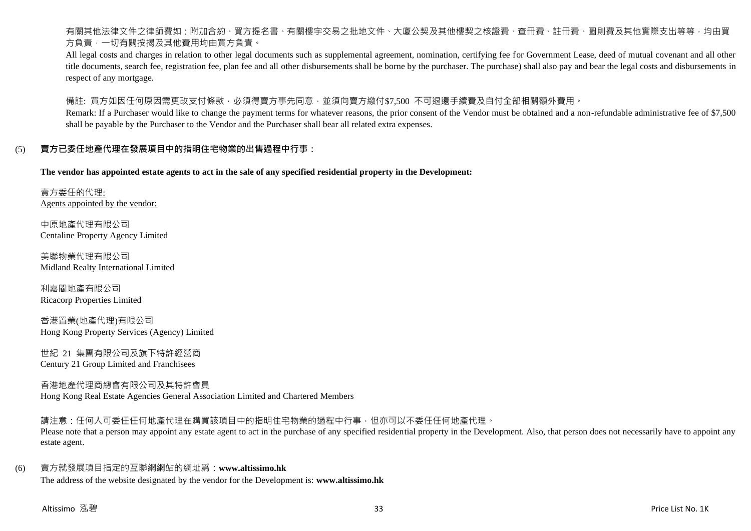有關其他法律文件之律師費如：附加合約、買方提名書、有關樓宇交易之批地文件、大廈公契及其他樓契之核證費、查冊費、註冊費、圖則費及其他實際支出等等，均由買方負責，一切有關按揭及其他費用均由買方負責。

All legal costs and charges in relation to other legal documents such as supplemental agreement, nomination, certifying fee for Government Lease, deed of mutual covenant and all other title documents, search fee, registration fee, plan fee and all other disbursements shall be borne by the purchaser. The purchase) shall also pay and bear the legal costs and disbursements in respect of any mortgage.

備註: 買方如因任何原因需更改支付條款，必須得賣方事先同意，並須向賣方繳付$7,500 不可退還手續費及自付全部相關額外費用。

Remark: If a Purchaser would like to change the payment terms for whatever reasons, the prior consent of the Vendor must be obtained and a non-refundable administrative fee of $7,500 shall be payable by the Purchaser to the Vendor and the Purchaser shall bear all related extra expenses.

(5) **賣方已委任地產代理在發展項目中的指明住宅物業的出售過程中行事：**

**The vendor has appointed estate agents to act in the sale of any specified residential property in the Development:**

賣方委任的代理:
Agents appointed by the vendor:

中原地產代理有限公司
Centaline Property Agency Limited

美聯物業代理有限公司
Midland Realty International Limited

利嘉閣地產有限公司
Ricacorp Properties Limited

香港置業(地產代理)有限公司
Hong Kong Property Services (Agency) Limited

世紀 21 集團有限公司及旗下特許經營商
Century 21 Group Limited and Franchisees

香港地產代理商總會有限公司及其特許會員
Hong Kong Real Estate Agencies General Association Limited and Chartered Members

請注意：任何人可委任任何地產代理在購買該項目中的指明住宅物業的過程中行事，但亦可以不委任任何地產代理。

Please note that a person may appoint any estate agent to act in the purchase of any specified residential property in the Development. Also, that person does not necessarily have to appoint any estate agent.

(6) 賣方就發展項目指定的互聯網網站的網址為：**www.altissimo.hk**

The address of the website designated by the vendor for the Development is: **www.altissimo.hk**